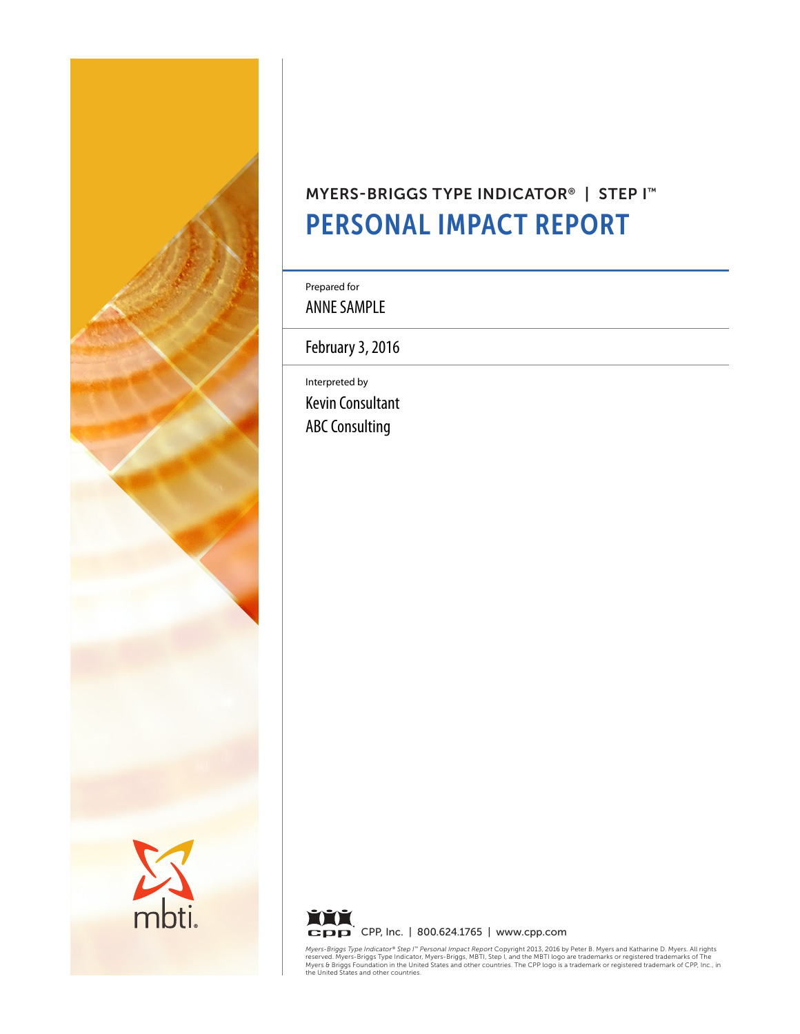MYERS-BRIGGS TYPE INDICATOR® | STEP I™

# PERSONAL IMPACT REPORT

Prepared for

ANNE SAMPLE

February 3, 2016

Interpreted by

Kevin Consultant

ABC Consulting

mbti.

CPP, Inc. | 800.624.1765 | www.cpp.com

*Myers-Briggs Type Indicator® Step I™ Personal Impact Report* Copyright 2013, 2016 by Peter B. Myers and Katharine D. Myers. All rights reserved. Myers-Briggs Type Indicator, Myers-Briggs, MBTI, Step I, and the MBTI logo are trademarks or registered trademarks of The Myers & Briggs Foundation in the United States and other countries. The CPP logo is a trademark or registered trademark of CPP, Inc., in the United States and other countries.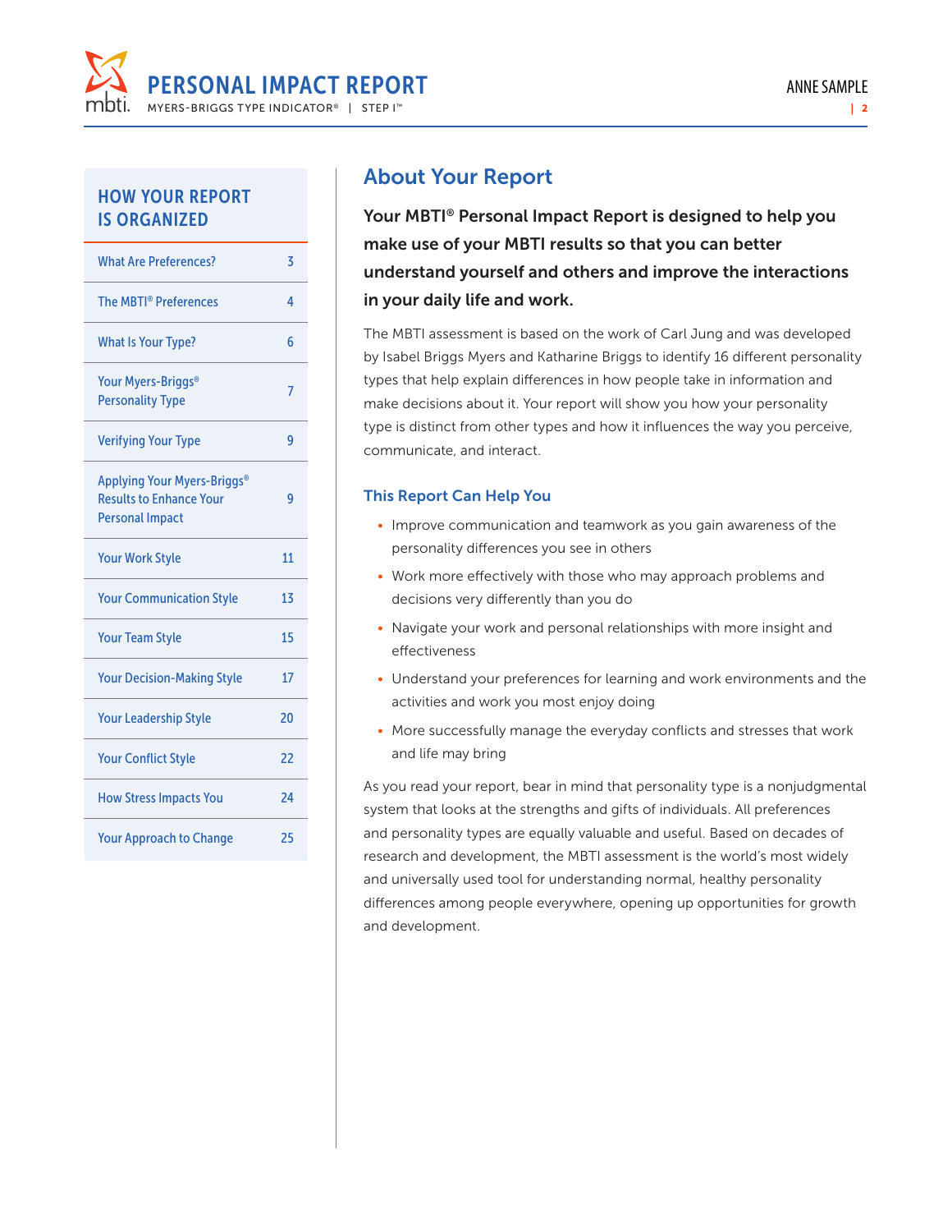## HOW YOUR REPORT IS ORGANIZED

| Section | Page |
|---|---|
| What Are Preferences? | 3 |
| The MBTI® Preferences | 4 |
| What Is Your Type? | 6 |
| Your Myers-Briggs® Personality Type | 7 |
| Verifying Your Type | 9 |
| Applying Your Myers-Briggs® Results to Enhance Your Personal Impact | 9 |
| Your Work Style | 11 |
| Your Communication Style | 13 |
| Your Team Style | 15 |
| Your Decision-Making Style | 17 |
| Your Leadership Style | 20 |
| Your Conflict Style | 22 |
| How Stress Impacts You | 24 |
| Your Approach to Change | 25 |

# About Your Report

**Your MBTI® Personal Impact Report is designed to help you make use of your MBTI results so that you can better understand yourself and others and improve the interactions in your daily life and work.**

The MBTI assessment is based on the work of Carl Jung and was developed by Isabel Briggs Myers and Katharine Briggs to identify 16 different personality types that help explain differences in how people take in information and make decisions about it. Your report will show you how your personality type is distinct from other types and how it influences the way you perceive, communicate, and interact.

### This Report Can Help You

- Improve communication and teamwork as you gain awareness of the personality differences you see in others
- Work more effectively with those who may approach problems and decisions very differently than you do
- Navigate your work and personal relationships with more insight and effectiveness
- Understand your preferences for learning and work environments and the activities and work you most enjoy doing
- More successfully manage the everyday conflicts and stresses that work and life may bring

As you read your report, bear in mind that personality type is a nonjudgmental system that looks at the strengths and gifts of individuals. All preferences and personality types are equally valuable and useful. Based on decades of research and development, the MBTI assessment is the world's most widely and universally used tool for understanding normal, healthy personality differences among people everywhere, opening up opportunities for growth and development.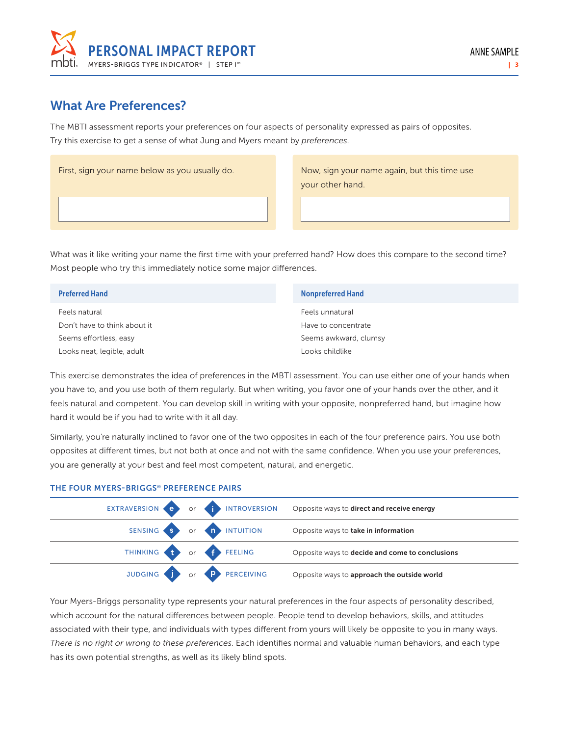## What Are Preferences?

The MBTI assessment reports your preferences on four aspects of personality expressed as pairs of opposites. Try this exercise to get a sense of what Jung and Myers meant by *preferences*.

First, sign your name below as you usually do.

Now, sign your name again, but this time use your other hand.

What was it like writing your name the first time with your preferred hand? How does this compare to the second time? Most people who try this immediately notice some major differences.

| Preferred Hand | Nonpreferred Hand |
|---|---|
| Feels natural | Feels unnatural |
| Don't have to think about it | Have to concentrate |
| Seems effortless, easy | Seems awkward, clumsy |
| Looks neat, legible, adult | Looks childlike |

This exercise demonstrates the idea of preferences in the MBTI assessment. You can use either one of your hands when you have to, and you use both of them regularly. But when writing, you favor one of your hands over the other, and it feels natural and competent. You can develop skill in writing with your opposite, nonpreferred hand, but imagine how hard it would be if you had to write with it all day.

Similarly, you're naturally inclined to favor one of the two opposites in each of the four preference pairs. You use both opposites at different times, but not both at once and not with the same confidence. When you use your preferences, you are generally at your best and feel most competent, natural, and energetic.

### THE FOUR MYERS-BRIGGS® PREFERENCE PAIRS

| | | | |
|---|---|---|---|
| EXTRAVERSION (e) | or | (i) INTROVERSION | Opposite ways to **direct and receive energy** |
| SENSING (s) | or | (n) INTUITION | Opposite ways to **take in information** |
| THINKING (t) | or | (f) FEELING | Opposite ways to **decide and come to conclusions** |
| JUDGING (j) | or | (p) PERCEIVING | Opposite ways to **approach the outside world** |

Your Myers-Briggs personality type represents your natural preferences in the four aspects of personality described, which account for the natural differences between people. People tend to develop behaviors, skills, and attitudes associated with their type, and individuals with types different from yours will likely be opposite to you in many ways. *There is no right or wrong to these preferences.* Each identifies normal and valuable human behaviors, and each type has its own potential strengths, as well as its likely blind spots.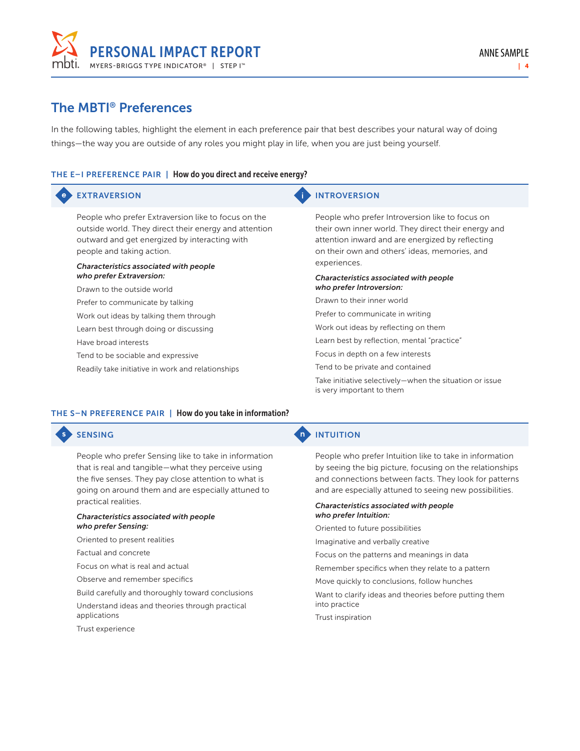## The MBTI® Preferences

In the following tables, highlight the element in each preference pair that best describes your natural way of doing things—the way you are outside of any roles you might play in life, when you are just being yourself.

### THE E–I PREFERENCE PAIR | How do you direct and receive energy?

#### EXTRAVERSION

People who prefer Extraversion like to focus on the outside world. They direct their energy and attention outward and get energized by interacting with people and taking action.

***Characteristics associated with people who prefer Extraversion:***

- Drawn to the outside world
- Prefer to communicate by talking
- Work out ideas by talking them through
- Learn best through doing or discussing
- Have broad interests
- Tend to be sociable and expressive
- Readily take initiative in work and relationships

#### INTROVERSION

People who prefer Introversion like to focus on their own inner world. They direct their energy and attention inward and are energized by reflecting on their own and others' ideas, memories, and experiences.

***Characteristics associated with people who prefer Introversion:***

- Drawn to their inner world
- Prefer to communicate in writing
- Work out ideas by reflecting on them
- Learn best by reflection, mental "practice"
- Focus in depth on a few interests
- Tend to be private and contained
- Take initiative selectively—when the situation or issue is very important to them

### THE S–N PREFERENCE PAIR | How do you take in information?

#### SENSING

People who prefer Sensing like to take in information that is real and tangible—what they perceive using the five senses. They pay close attention to what is going on around them and are especially attuned to practical realities.

***Characteristics associated with people who prefer Sensing:***

- Oriented to present realities
- Factual and concrete
- Focus on what is real and actual
- Observe and remember specifics
- Build carefully and thoroughly toward conclusions
- Understand ideas and theories through practical applications
- Trust experience

#### INTUITION

People who prefer Intuition like to take in information by seeing the big picture, focusing on the relationships and connections between facts. They look for patterns and are especially attuned to seeing new possibilities.

***Characteristics associated with people who prefer Intuition:***

- Oriented to future possibilities
- Imaginative and verbally creative
- Focus on the patterns and meanings in data
- Remember specifics when they relate to a pattern
- Move quickly to conclusions, follow hunches
- Want to clarify ideas and theories before putting them into practice
- Trust inspiration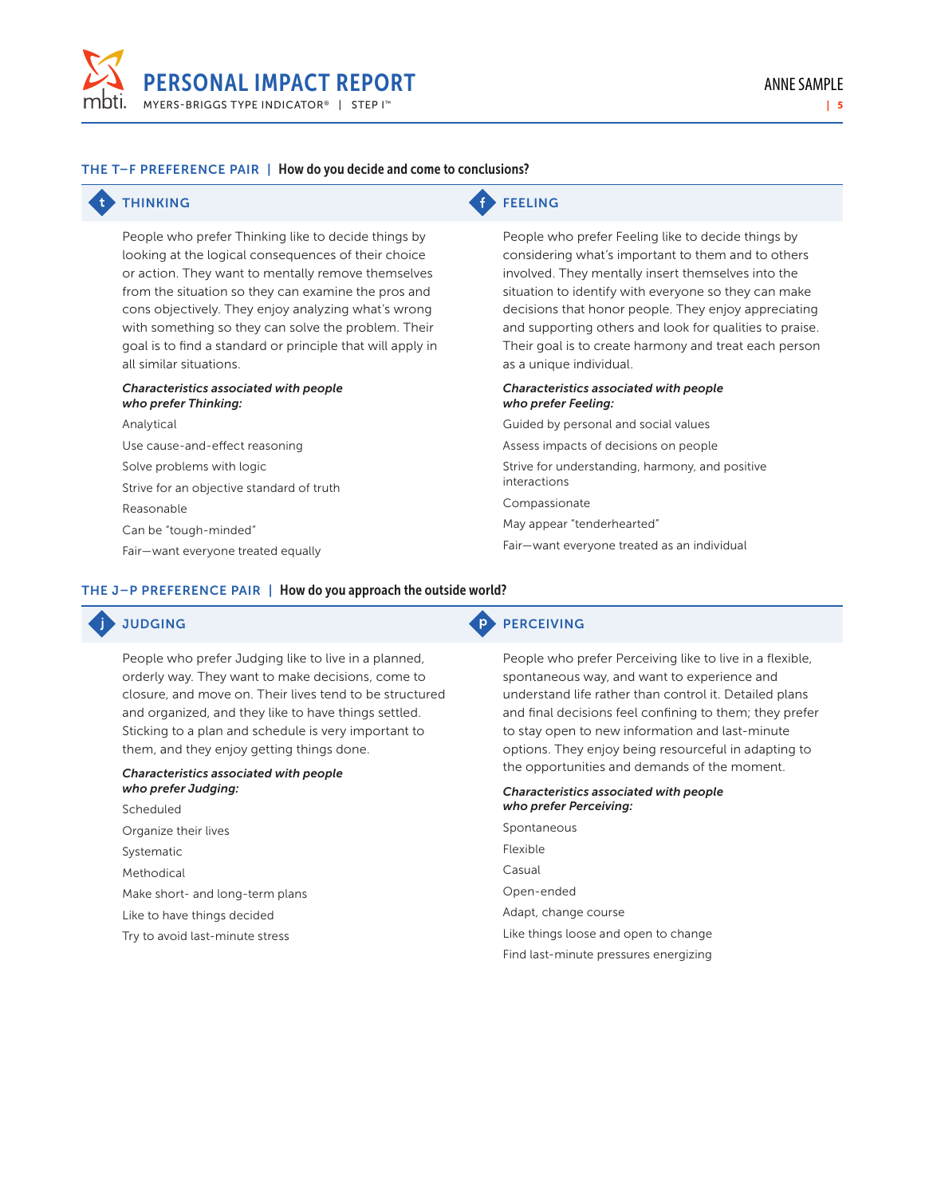## THE T–F PREFERENCE PAIR | How do you decide and come to conclusions?

### THINKING

People who prefer Thinking like to decide things by looking at the logical consequences of their choice or action. They want to mentally remove themselves from the situation so they can examine the pros and cons objectively. They enjoy analyzing what's wrong with something so they can solve the problem. Their goal is to find a standard or principle that will apply in all similar situations.

***Characteristics associated with people who prefer Thinking:***

Analytical

Use cause-and-effect reasoning

Solve problems with logic

Strive for an objective standard of truth

Reasonable

Can be "tough-minded"

Fair—want everyone treated equally

### FEELING

People who prefer Feeling like to decide things by considering what's important to them and to others involved. They mentally insert themselves into the situation to identify with everyone so they can make decisions that honor people. They enjoy appreciating and supporting others and look for qualities to praise. Their goal is to create harmony and treat each person as a unique individual.

***Characteristics associated with people who prefer Feeling:***

Guided by personal and social values

Assess impacts of decisions on people

Strive for understanding, harmony, and positive interactions

Compassionate

May appear "tenderhearted"

Fair—want everyone treated as an individual

## THE J–P PREFERENCE PAIR | How do you approach the outside world?

### JUDGING

People who prefer Judging like to live in a planned, orderly way. They want to make decisions, come to closure, and move on. Their lives tend to be structured and organized, and they like to have things settled. Sticking to a plan and schedule is very important to them, and they enjoy getting things done.

***Characteristics associated with people who prefer Judging:***

Scheduled

Organize their lives

Systematic

Methodical

Make short- and long-term plans

Like to have things decided

Try to avoid last-minute stress

### PERCEIVING

People who prefer Perceiving like to live in a flexible, spontaneous way, and want to experience and understand life rather than control it. Detailed plans and final decisions feel confining to them; they prefer to stay open to new information and last-minute options. They enjoy being resourceful in adapting to the opportunities and demands of the moment.

***Characteristics associated with people who prefer Perceiving:***

Spontaneous

Flexible

Casual

Open-ended

Adapt, change course

Like things loose and open to change

Find last-minute pressures energizing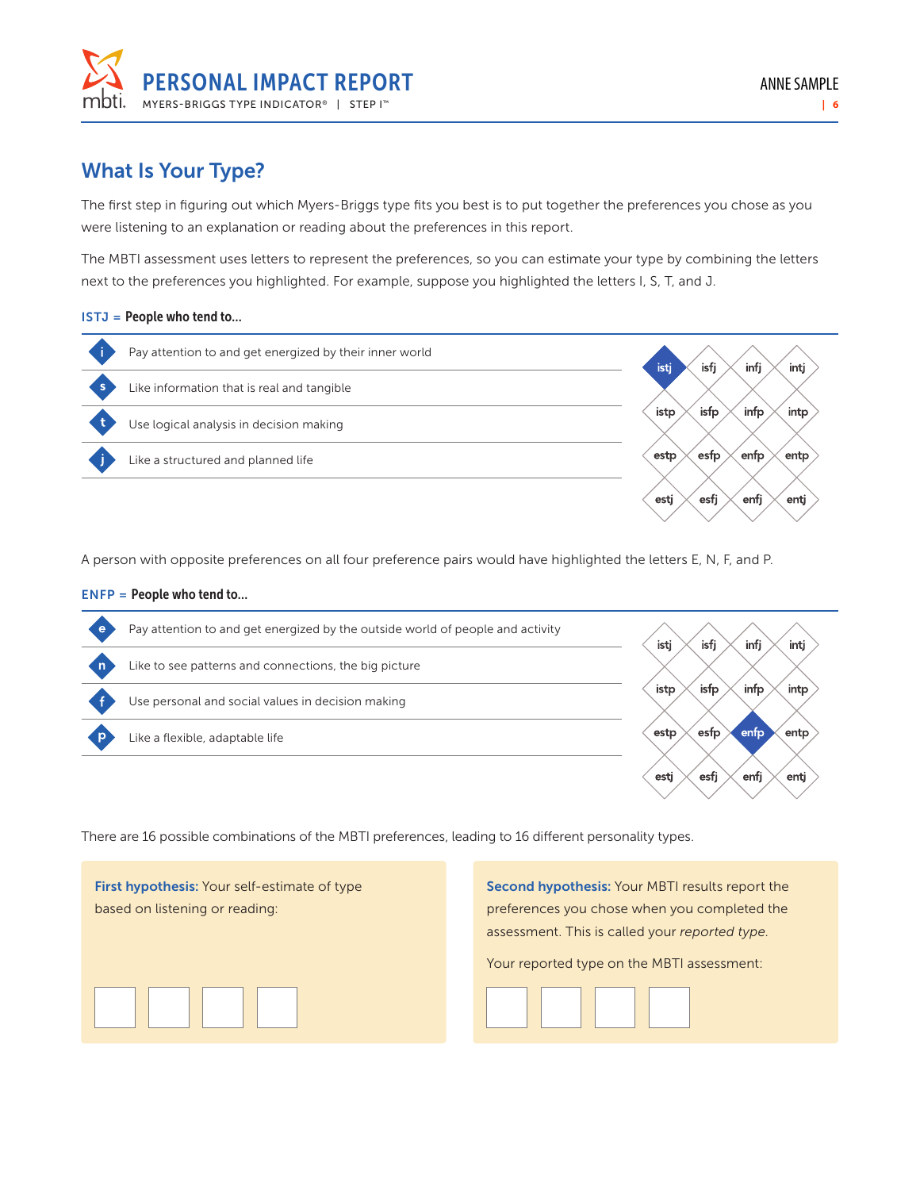## What Is Your Type?

The first step in figuring out which Myers-Briggs type fits you best is to put together the preferences you chose as you were listening to an explanation or reading about the preferences in this report.

The MBTI assessment uses letters to represent the preferences, so you can estimate your type by combining the letters next to the preferences you highlighted. For example, suppose you highlighted the letters I, S, T, and J.

**ISTJ = People who tend to...**

- **i** Pay attention to and get energized by their inner world
- **s** Like information that is real and tangible
- **t** Use logical analysis in decision making
- **j** Like a structured and planned life

| | | | |
|---|---|---|---|
| **istj** | isfj | infj | intj |
| istp | isfp | infp | intp |
| estp | esfp | enfp | entp |
| estj | esfj | enfj | entj |

A person with opposite preferences on all four preference pairs would have highlighted the letters E, N, F, and P.

**ENFP = People who tend to...**

- **e** Pay attention to and get energized by the outside world of people and activity
- **n** Like to see patterns and connections, the big picture
- **f** Use personal and social values in decision making
- **p** Like a flexible, adaptable life

| | | | |
|---|---|---|---|
| istj | isfj | infj | intj |
| istp | isfp | infp | intp |
| estp | esfp | **enfp** | entp |
| estj | esfj | enfj | entj |

There are 16 possible combinations of the MBTI preferences, leading to 16 different personality types.

**First hypothesis:** Your self-estimate of type based on listening or reading:

☐ ☐ ☐ ☐

**Second hypothesis:** Your MBTI results report the preferences you chose when you completed the assessment. This is called your *reported type.*

Your reported type on the MBTI assessment:

☐ ☐ ☐ ☐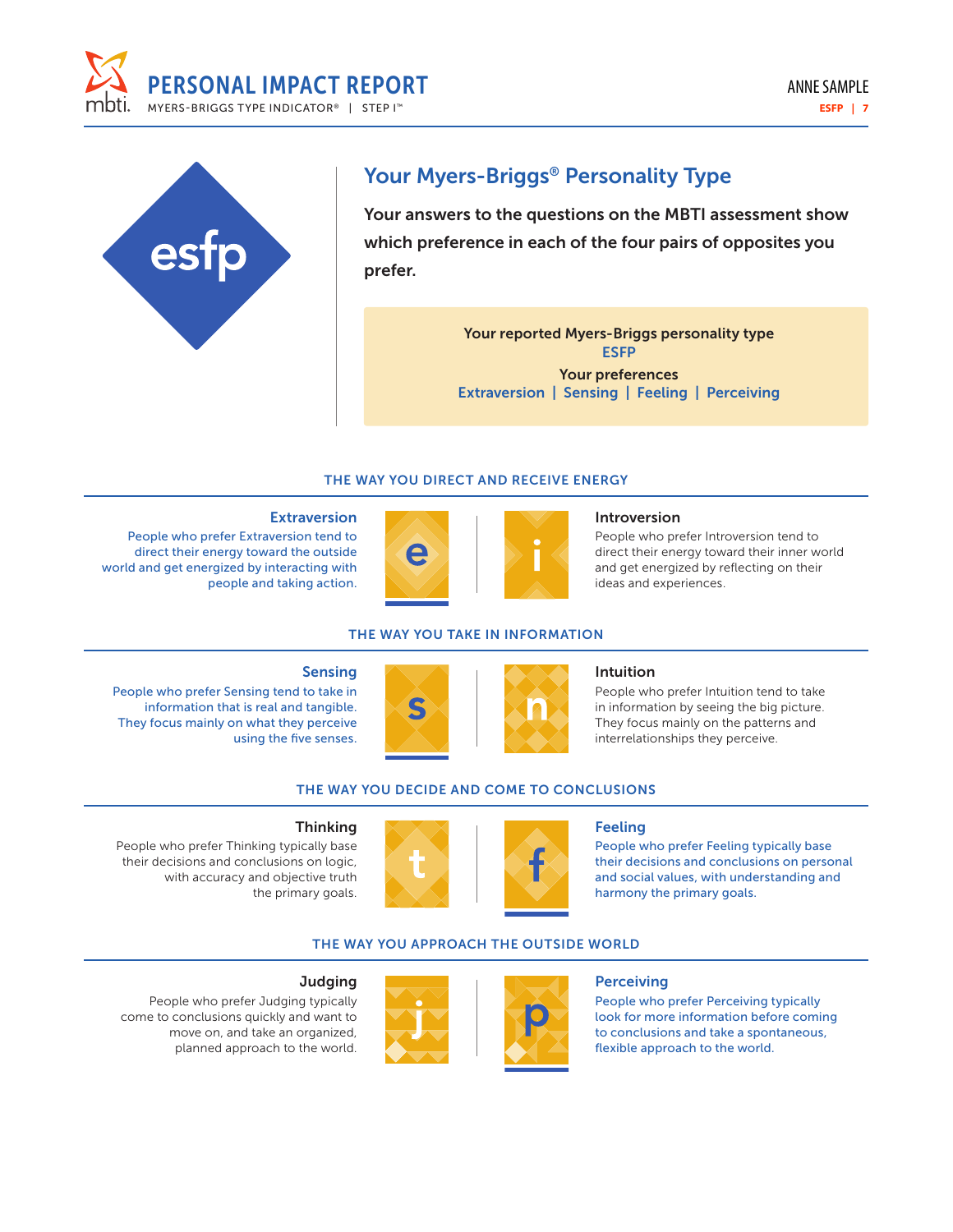# Your Myers-Briggs® Personality Type

esfp

**Your answers to the questions on the MBTI assessment show which preference in each of the four pairs of opposites you prefer.**

Your reported Myers-Briggs personality type
**ESFP**

Your preferences
**Extraversion | Sensing | Feeling | Perceiving**

## THE WAY YOU DIRECT AND RECEIVE ENERGY

### Extraversion

e

People who prefer Extraversion tend to direct their energy toward the outside world and get energized by interacting with people and taking action.

### Introversion

i

People who prefer Introversion tend to direct their energy toward their inner world and get energized by reflecting on their ideas and experiences.

## THE WAY YOU TAKE IN INFORMATION

### Sensing

s

People who prefer Sensing tend to take in information that is real and tangible. They focus mainly on what they perceive using the five senses.

### Intuition

n

People who prefer Intuition tend to take in information by seeing the big picture. They focus mainly on the patterns and interrelationships they perceive.

## THE WAY YOU DECIDE AND COME TO CONCLUSIONS

### Thinking

t

People who prefer Thinking typically base their decisions and conclusions on logic, with accuracy and objective truth the primary goals.

### Feeling

f

People who prefer Feeling typically base their decisions and conclusions on personal and social values, with understanding and harmony the primary goals.

## THE WAY YOU APPROACH THE OUTSIDE WORLD

### Judging

j

People who prefer Judging typically come to conclusions quickly and want to move on, and take an organized, planned approach to the world.

### Perceiving

p

People who prefer Perceiving typically look for more information before coming to conclusions and take a spontaneous, flexible approach to the world.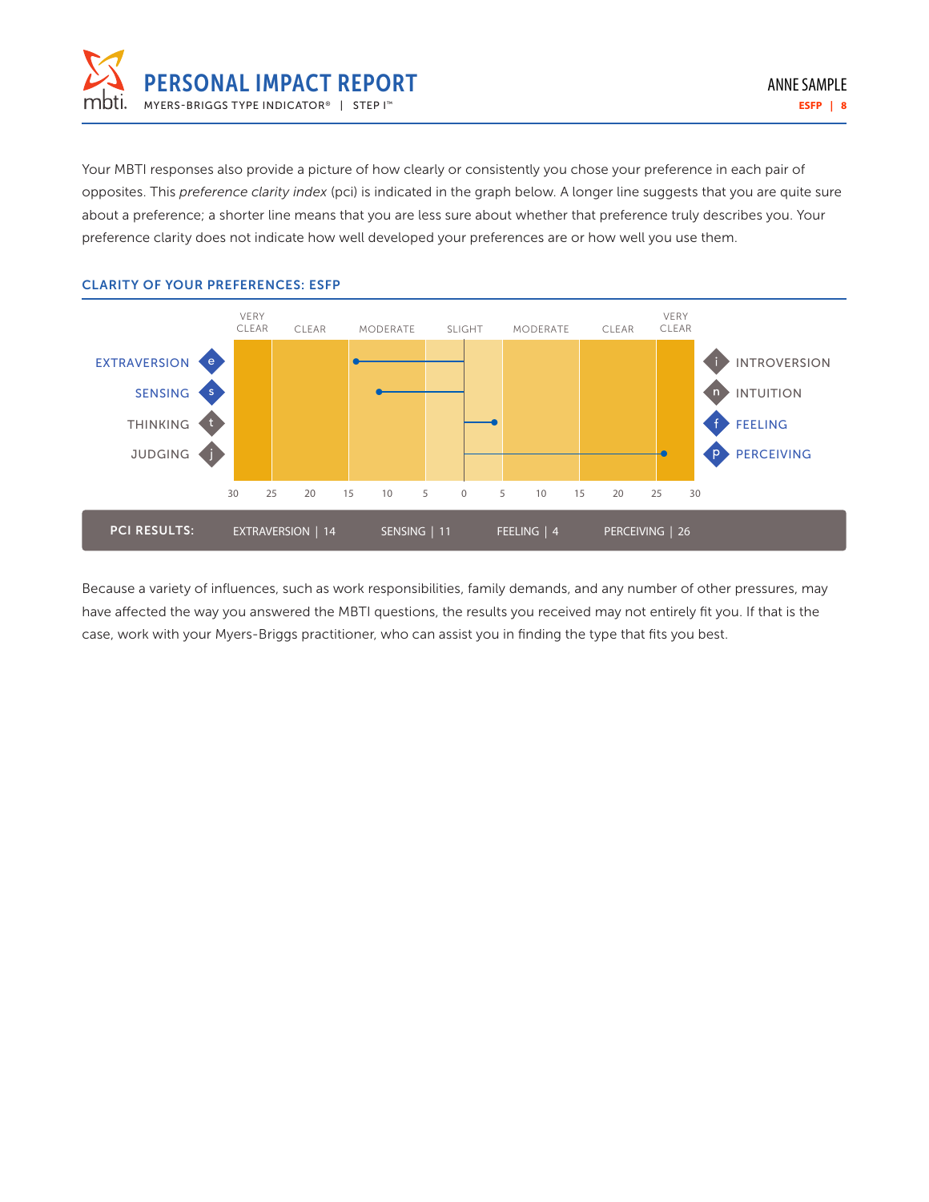Your MBTI responses also provide a picture of how clearly or consistently you chose your preference in each pair of opposites. This *preference clarity index* (pci) is indicated in the graph below. A longer line suggests that you are quite sure about a preference; a shorter line means that you are less sure about whether that preference truly describes you. Your preference clarity does not indicate how well developed your preferences are or how well you use them.

## CLARITY OF YOUR PREFERENCES: ESFP

| | VERY CLEAR | CLEAR | MODERATE | SLIGHT | MODERATE | CLEAR | VERY CLEAR | |
|---|---|---|---|---|---|---|---|---|
| EXTRAVERSION (e) | | | ● 14 | | | | | INTROVERSION (i) |
| SENSING (s) | | | ● 11 | | | | | INTUITION (n) |
| THINKING (t) | | | | ● 4 | | | | FEELING (f) |
| JUDGING (j) | | | | | | | ● 26 | PERCEIVING (p) |

Scale: 30 25 20 15 10 5 0 5 10 15 20 25 30

**PCI RESULTS:** EXTRAVERSION | 14 SENSING | 11 FEELING | 4 PERCEIVING | 26

Because a variety of influences, such as work responsibilities, family demands, and any number of other pressures, may have affected the way you answered the MBTI questions, the results you received may not entirely fit you. If that is the case, work with your Myers-Briggs practitioner, who can assist you in finding the type that fits you best.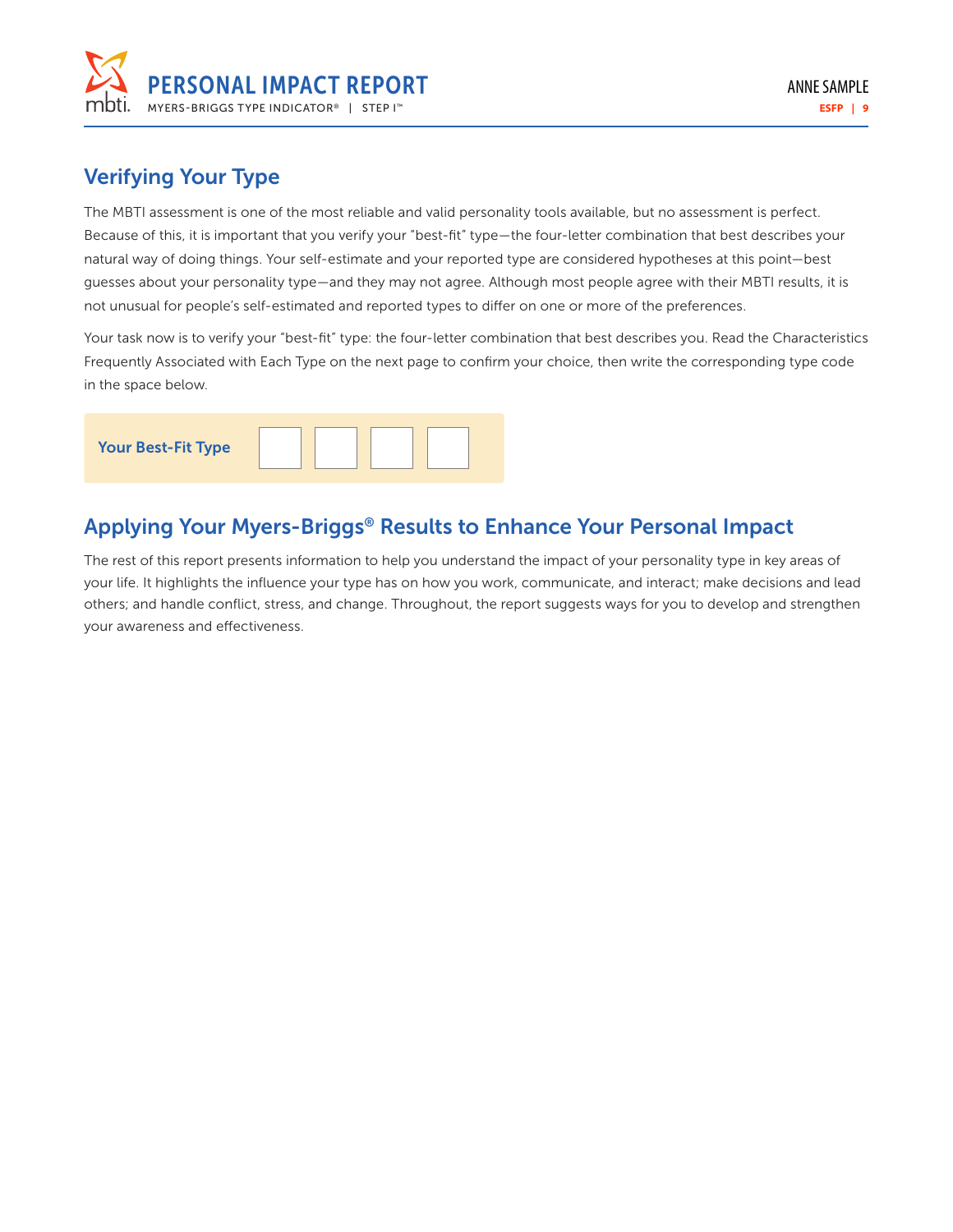## Verifying Your Type

The MBTI assessment is one of the most reliable and valid personality tools available, but no assessment is perfect. Because of this, it is important that you verify your "best-fit" type—the four-letter combination that best describes your natural way of doing things. Your self-estimate and your reported type are considered hypotheses at this point—best guesses about your personality type—and they may not agree. Although most people agree with their MBTI results, it is not unusual for people's self-estimated and reported types to differ on one or more of the preferences.

Your task now is to verify your "best-fit" type: the four-letter combination that best describes you. Read the Characteristics Frequently Associated with Each Type on the next page to confirm your choice, then write the corresponding type code in the space below.

**Your Best-Fit Type** | | | | |

## Applying Your Myers-Briggs® Results to Enhance Your Personal Impact

The rest of this report presents information to help you understand the impact of your personality type in key areas of your life. It highlights the influence your type has on how you work, communicate, and interact; make decisions and lead others; and handle conflict, stress, and change. Throughout, the report suggests ways for you to develop and strengthen your awareness and effectiveness.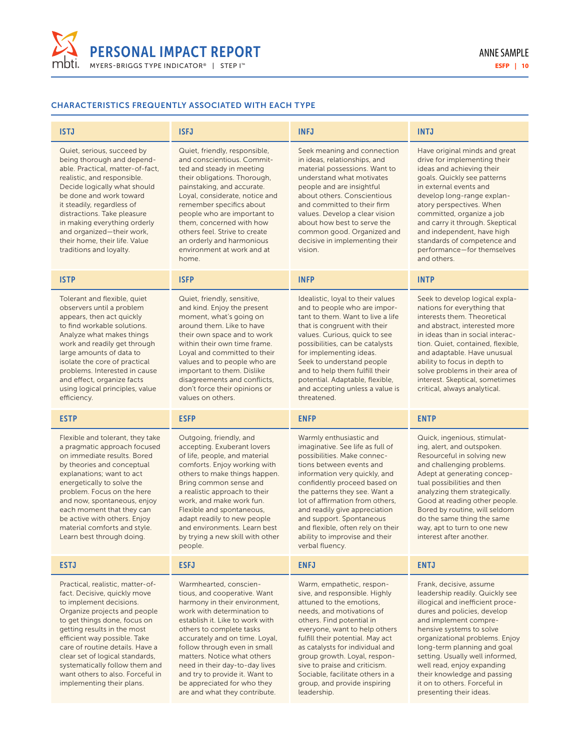## CHARACTERISTICS FREQUENTLY ASSOCIATED WITH EACH TYPE

| ISTJ | ISFJ | INFJ | INTJ |
| --- | --- | --- | --- |
| Quiet, serious, succeed by being thorough and dependable. Practical, matter-of-fact, realistic, and responsible. Decide logically what should be done and work toward it steadily, regardless of distractions. Take pleasure in making everything orderly and organized—their work, their home, their life. Value traditions and loyalty. | Quiet, friendly, responsible, and conscientious. Committed and steady in meeting their obligations. Thorough, painstaking, and accurate. Loyal, considerate, notice and remember specifics about people who are important to them, concerned with how others feel. Strive to create an orderly and harmonious environment at work and at home. | Seek meaning and connection in ideas, relationships, and material possessions. Want to understand what motivates people and are insightful about others. Conscientious and committed to their firm values. Develop a clear vision about how best to serve the common good. Organized and decisive in implementing their vision. | Have original minds and great drive for implementing their ideas and achieving their goals. Quickly see patterns in external events and develop long-range explanatory perspectives. When committed, organize a job and carry it through. Skeptical and independent, have high standards of competence and performance—for themselves and others. |
| **ISTP** | **ISFP** | **INFP** | **INTP** |
| Tolerant and flexible, quiet observers until a problem appears, then act quickly to find workable solutions. Analyze what makes things work and readily get through large amounts of data to isolate the core of practical problems. Interested in cause and effect, organize facts using logical principles, value efficiency. | Quiet, friendly, sensitive, and kind. Enjoy the present moment, what's going on around them. Like to have their own space and to work within their own time frame. Loyal and committed to their values and to people who are important to them. Dislike disagreements and conflicts, don't force their opinions or values on others. | Idealistic, loyal to their values and to people who are important to them. Want to live a life that is congruent with their values. Curious, quick to see possibilities, can be catalysts for implementing ideas. Seek to understand people and to help them fulfill their potential. Adaptable, flexible, and accepting unless a value is threatened. | Seek to develop logical explanations for everything that interests them. Theoretical and abstract, interested more in ideas than in social interaction. Quiet, contained, flexible, and adaptable. Have unusual ability to focus in depth to solve problems in their area of interest. Skeptical, sometimes critical, always analytical. |
| **ESTP** | **ESFP** | **ENFP** | **ENTP** |
| Flexible and tolerant, they take a pragmatic approach focused on immediate results. Bored by theories and conceptual explanations; want to act energetically to solve the problem. Focus on the here and now, spontaneous, enjoy each moment that they can be active with others. Enjoy material comforts and style. Learn best through doing. | Outgoing, friendly, and accepting. Exuberant lovers of life, people, and material comforts. Enjoy working with others to make things happen. Bring common sense and a realistic approach to their work, and make work fun. Flexible and spontaneous, adapt readily to new people and environments. Learn best by trying a new skill with other people. | Warmly enthusiastic and imaginative. See life as full of possibilities. Make connections between events and information very quickly, and confidently proceed based on the patterns they see. Want a lot of affirmation from others, and readily give appreciation and support. Spontaneous and flexible, often rely on their ability to improvise and their verbal fluency. | Quick, ingenious, stimulating, alert, and outspoken. Resourceful in solving new and challenging problems. Adept at generating conceptual possibilities and then analyzing them strategically. Good at reading other people. Bored by routine, will seldom do the same thing the same way, apt to turn to one new interest after another. |
| **ESTJ** | **ESFJ** | **ENFJ** | **ENTJ** |
| Practical, realistic, matter-of-fact. Decisive, quickly move to implement decisions. Organize projects and people to get things done, focus on getting results in the most efficient way possible. Take care of routine details. Have a clear set of logical standards, systematically follow them and want others to also. Forceful in implementing their plans. | Warmhearted, conscientious, and cooperative. Want harmony in their environment, work with determination to establish it. Like to work with others to complete tasks accurately and on time. Loyal, follow through even in small matters. Notice what others need in their day-to-day lives and try to provide it. Want to be appreciated for who they are and what they contribute. | Warm, empathetic, responsive, and responsible. Highly attuned to the emotions, needs, and motivations of others. Find potential in everyone, want to help others fulfill their potential. May act as catalysts for individual and group growth. Loyal, responsive to praise and criticism. Sociable, facilitate others in a group, and provide inspiring leadership. | Frank, decisive, assume leadership readily. Quickly see illogical and inefficient procedures and policies, develop and implement comprehensive systems to solve organizational problems. Enjoy long-term planning and goal setting. Usually well informed, well read, enjoy expanding their knowledge and passing it on to others. Forceful in presenting their ideas. |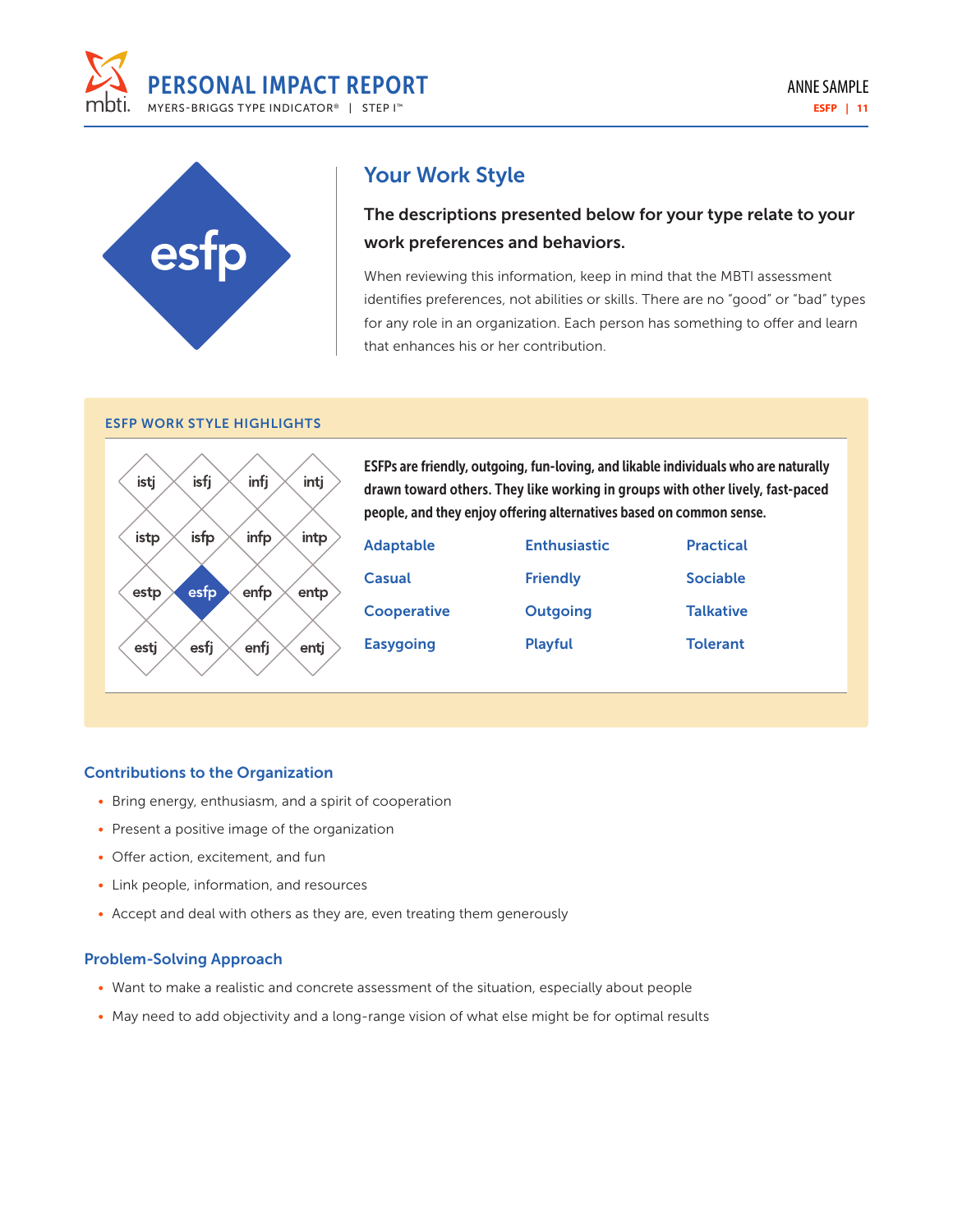esfp

## Your Work Style

**The descriptions presented below for your type relate to your work preferences and behaviors.**

When reviewing this information, keep in mind that the MBTI assessment identifies preferences, not abilities or skills. There are no "good" or "bad" types for any role in an organization. Each person has something to offer and learn that enhances his or her contribution.

### ESFP WORK STYLE HIGHLIGHTS

| istj | isfj | infj | intj |
|---|---|---|---|
| istp | isfp | infp | intp |
| estp | **esfp** | enfp | entp |
| estj | esfj | enfj | entj |

**ESFPs are friendly, outgoing, fun-loving, and likable individuals who are naturally drawn toward others. They like working in groups with other lively, fast-paced people, and they enjoy offering alternatives based on common sense.**

| | | |
|---|---|---|
| Adaptable | Enthusiastic | Practical |
| Casual | Friendly | Sociable |
| Cooperative | Outgoing | Talkative |
| Easygoing | Playful | Tolerant |

### Contributions to the Organization

- Bring energy, enthusiasm, and a spirit of cooperation
- Present a positive image of the organization
- Offer action, excitement, and fun
- Link people, information, and resources
- Accept and deal with others as they are, even treating them generously

### Problem-Solving Approach

- Want to make a realistic and concrete assessment of the situation, especially about people
- May need to add objectivity and a long-range vision of what else might be for optimal results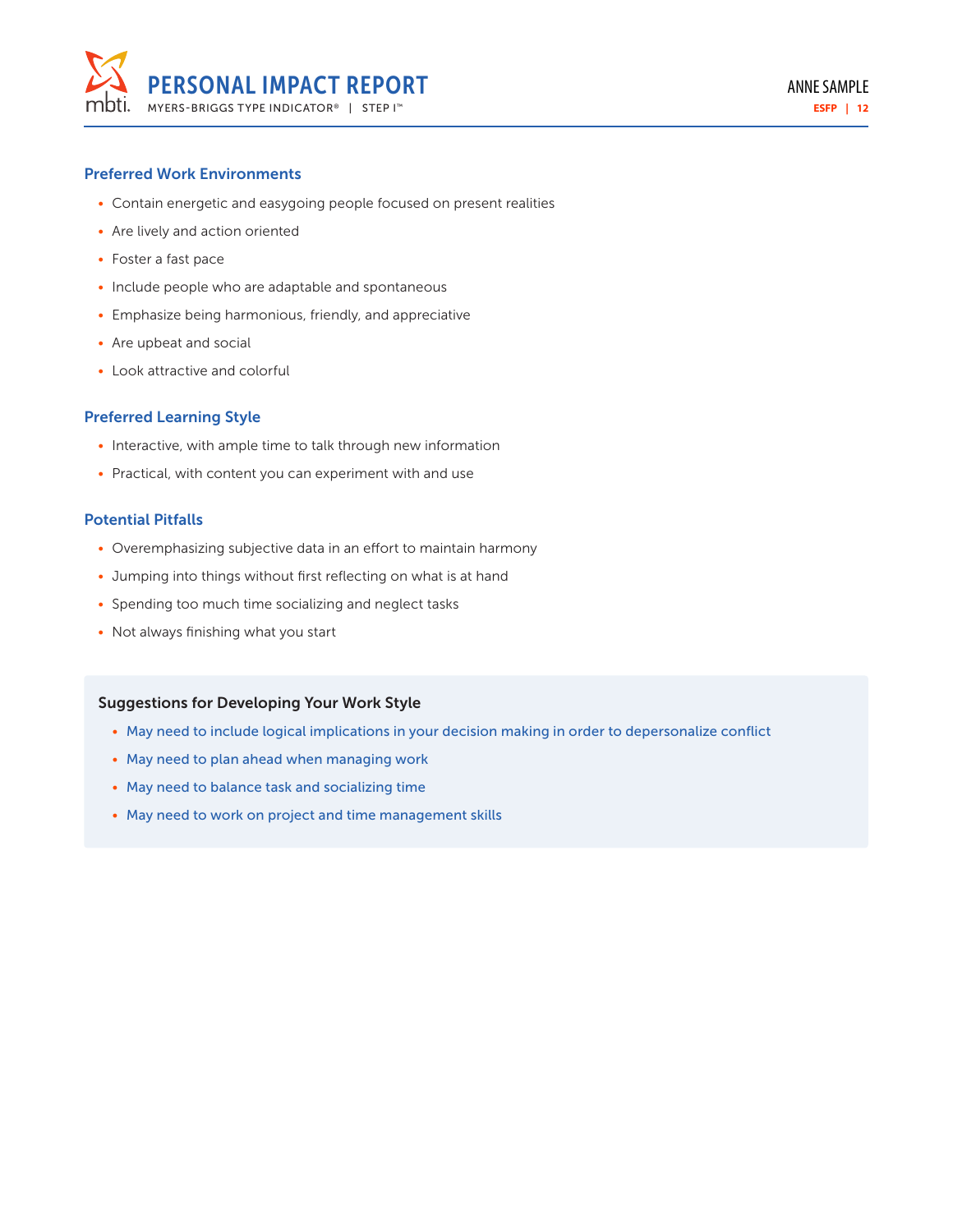## Preferred Work Environments

- Contain energetic and easygoing people focused on present realities
- Are lively and action oriented
- Foster a fast pace
- Include people who are adaptable and spontaneous
- Emphasize being harmonious, friendly, and appreciative
- Are upbeat and social
- Look attractive and colorful

## Preferred Learning Style

- Interactive, with ample time to talk through new information
- Practical, with content you can experiment with and use

## Potential Pitfalls

- Overemphasizing subjective data in an effort to maintain harmony
- Jumping into things without first reflecting on what is at hand
- Spending too much time socializing and neglect tasks
- Not always finishing what you start

### Suggestions for Developing Your Work Style

- May need to include logical implications in your decision making in order to depersonalize conflict
- May need to plan ahead when managing work
- May need to balance task and socializing time
- May need to work on project and time management skills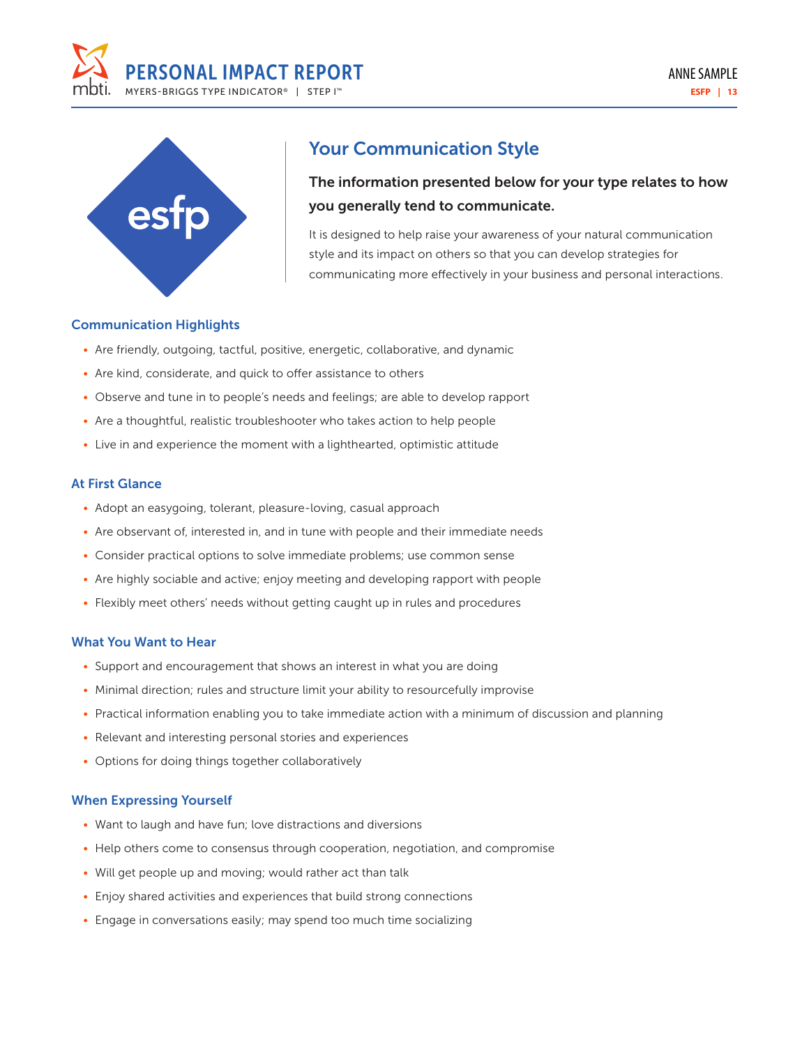esfp

## Your Communication Style

**The information presented below for your type relates to how you generally tend to communicate.**

It is designed to help raise your awareness of your natural communication style and its impact on others so that you can develop strategies for communicating more effectively in your business and personal interactions.

### Communication Highlights

- Are friendly, outgoing, tactful, positive, energetic, collaborative, and dynamic
- Are kind, considerate, and quick to offer assistance to others
- Observe and tune in to people's needs and feelings; are able to develop rapport
- Are a thoughtful, realistic troubleshooter who takes action to help people
- Live in and experience the moment with a lighthearted, optimistic attitude

### At First Glance

- Adopt an easygoing, tolerant, pleasure-loving, casual approach
- Are observant of, interested in, and in tune with people and their immediate needs
- Consider practical options to solve immediate problems; use common sense
- Are highly sociable and active; enjoy meeting and developing rapport with people
- Flexibly meet others' needs without getting caught up in rules and procedures

### What You Want to Hear

- Support and encouragement that shows an interest in what you are doing
- Minimal direction; rules and structure limit your ability to resourcefully improvise
- Practical information enabling you to take immediate action with a minimum of discussion and planning
- Relevant and interesting personal stories and experiences
- Options for doing things together collaboratively

### When Expressing Yourself

- Want to laugh and have fun; love distractions and diversions
- Help others come to consensus through cooperation, negotiation, and compromise
- Will get people up and moving; would rather act than talk
- Enjoy shared activities and experiences that build strong connections
- Engage in conversations easily; may spend too much time socializing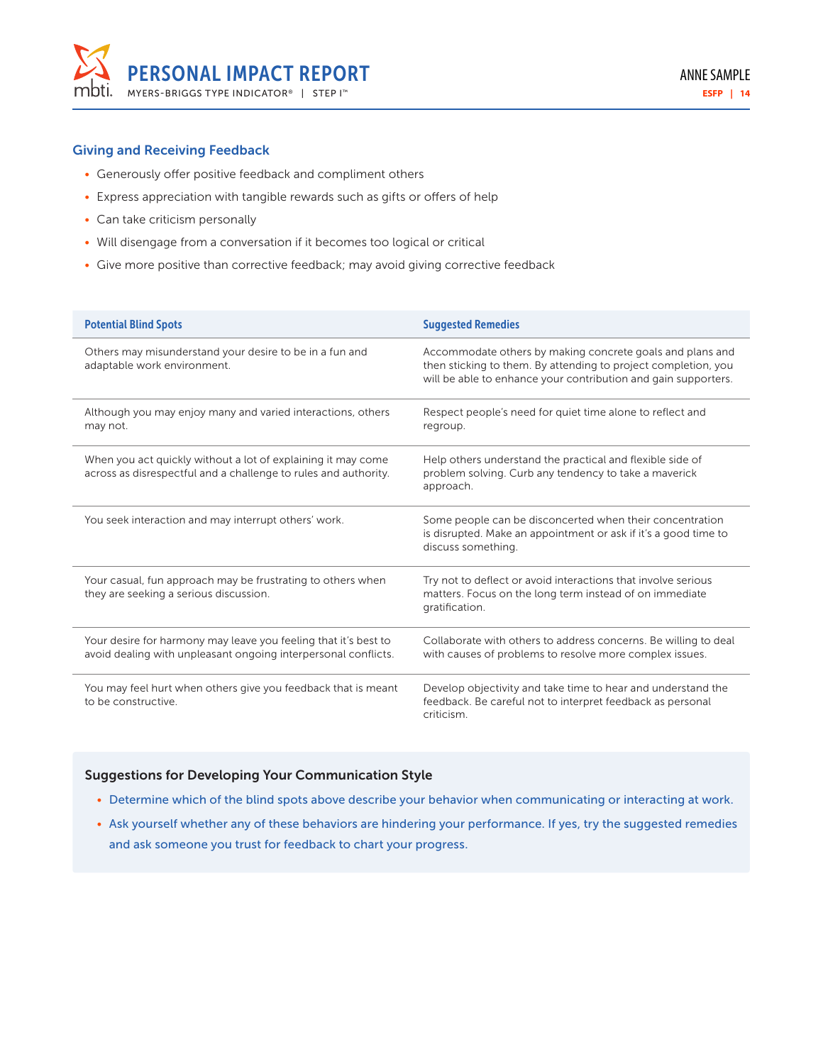## Giving and Receiving Feedback

- Generously offer positive feedback and compliment others
- Express appreciation with tangible rewards such as gifts or offers of help
- Can take criticism personally
- Will disengage from a conversation if it becomes too logical or critical
- Give more positive than corrective feedback; may avoid giving corrective feedback

| Potential Blind Spots | Suggested Remedies |
|---|---|
| Others may misunderstand your desire to be in a fun and adaptable work environment. | Accommodate others by making concrete goals and plans and then sticking to them. By attending to project completion, you will be able to enhance your contribution and gain supporters. |
| Although you may enjoy many and varied interactions, others may not. | Respect people's need for quiet time alone to reflect and regroup. |
| When you act quickly without a lot of explaining it may come across as disrespectful and a challenge to rules and authority. | Help others understand the practical and flexible side of problem solving. Curb any tendency to take a maverick approach. |
| You seek interaction and may interrupt others' work. | Some people can be disconcerted when their concentration is disrupted. Make an appointment or ask if it's a good time to discuss something. |
| Your casual, fun approach may be frustrating to others when they are seeking a serious discussion. | Try not to deflect or avoid interactions that involve serious matters. Focus on the long term instead of on immediate gratification. |
| Your desire for harmony may leave you feeling that it's best to avoid dealing with unpleasant ongoing interpersonal conflicts. | Collaborate with others to address concerns. Be willing to deal with causes of problems to resolve more complex issues. |
| You may feel hurt when others give you feedback that is meant to be constructive. | Develop objectivity and take time to hear and understand the feedback. Be careful not to interpret feedback as personal criticism. |

### Suggestions for Developing Your Communication Style

- Determine which of the blind spots above describe your behavior when communicating or interacting at work.
- Ask yourself whether any of these behaviors are hindering your performance. If yes, try the suggested remedies and ask someone you trust for feedback to chart your progress.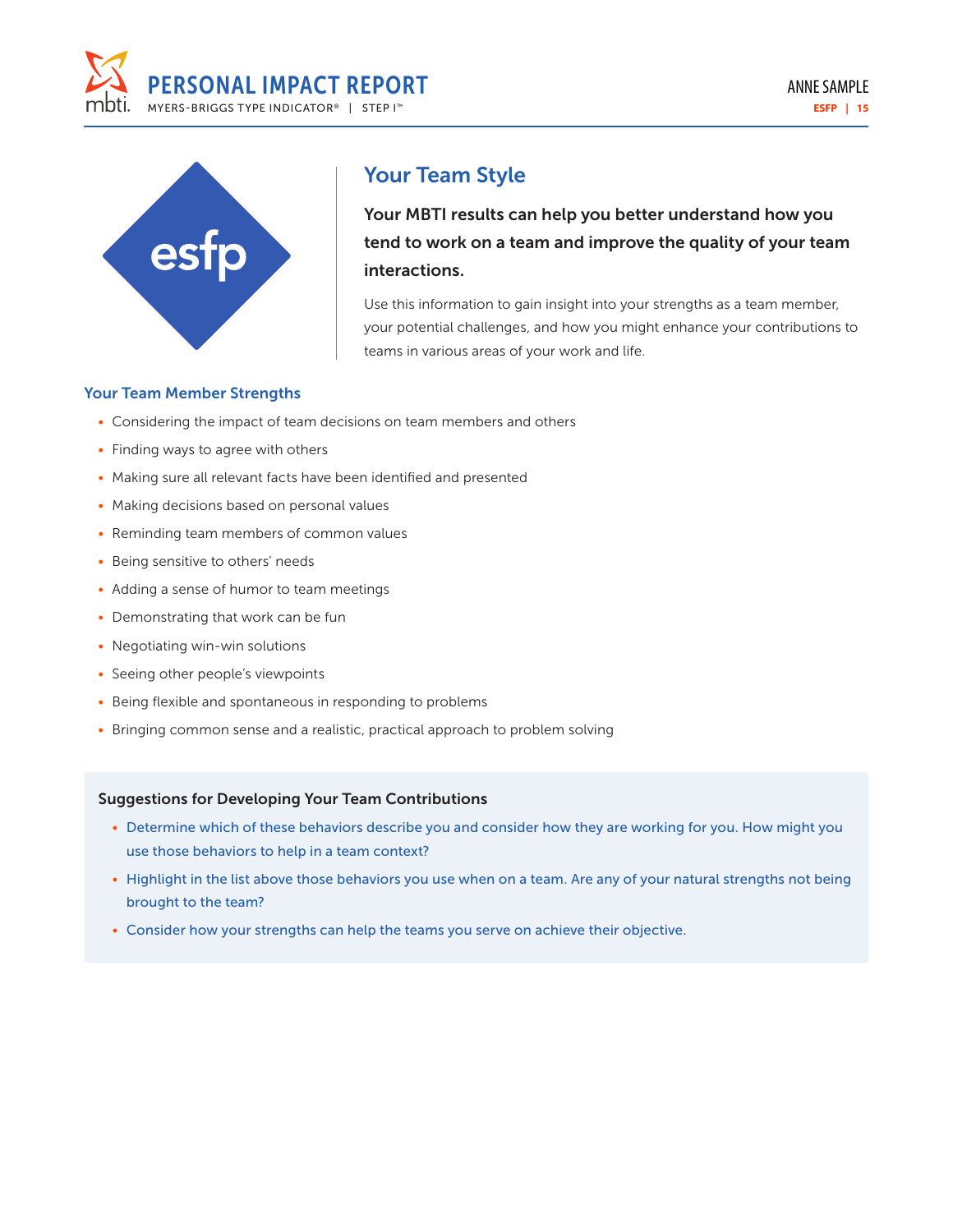esfp

## Your Team Style

**Your MBTI results can help you better understand how you tend to work on a team and improve the quality of your team interactions.**

Use this information to gain insight into your strengths as a team member, your potential challenges, and how you might enhance your contributions to teams in various areas of your work and life.

### Your Team Member Strengths

- Considering the impact of team decisions on team members and others
- Finding ways to agree with others
- Making sure all relevant facts have been identified and presented
- Making decisions based on personal values
- Reminding team members of common values
- Being sensitive to others' needs
- Adding a sense of humor to team meetings
- Demonstrating that work can be fun
- Negotiating win-win solutions
- Seeing other people's viewpoints
- Being flexible and spontaneous in responding to problems
- Bringing common sense and a realistic, practical approach to problem solving

#### Suggestions for Developing Your Team Contributions

- Determine which of these behaviors describe you and consider how they are working for you. How might you use those behaviors to help in a team context?
- Highlight in the list above those behaviors you use when on a team. Are any of your natural strengths not being brought to the team?
- Consider how your strengths can help the teams you serve on achieve their objective.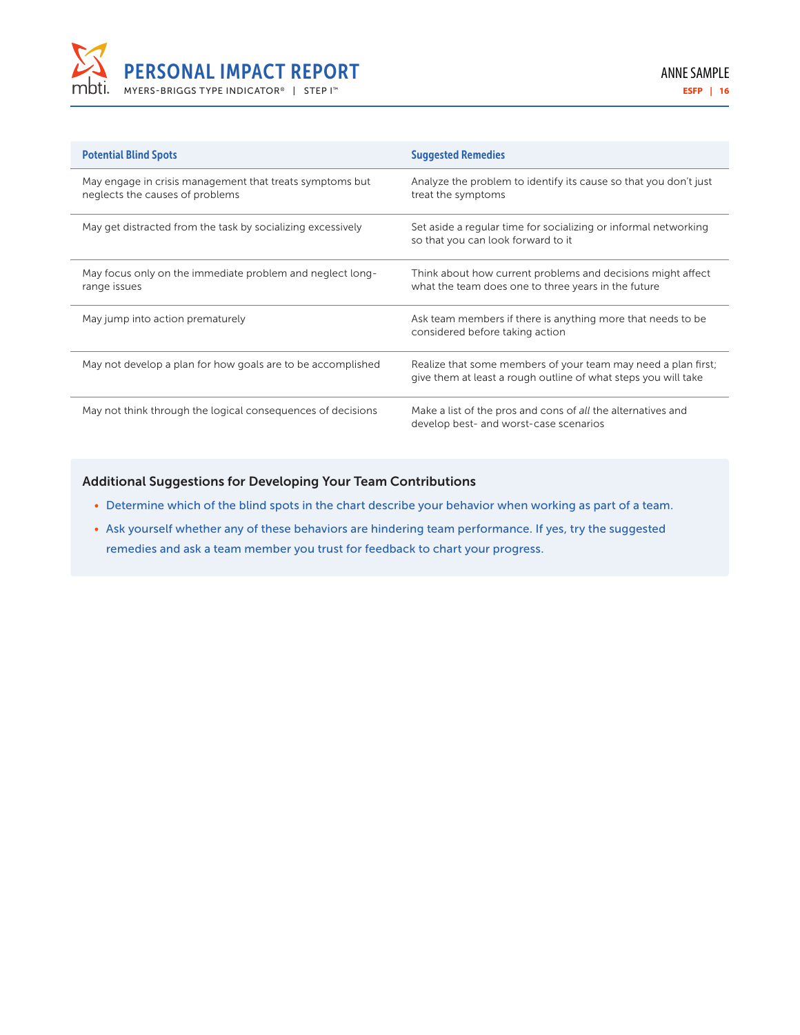| Potential Blind Spots | Suggested Remedies |
| --- | --- |
| May engage in crisis management that treats symptoms but neglects the causes of problems | Analyze the problem to identify its cause so that you don't just treat the symptoms |
| May get distracted from the task by socializing excessively | Set aside a regular time for socializing or informal networking so that you can look forward to it |
| May focus only on the immediate problem and neglect long-range issues | Think about how current problems and decisions might affect what the team does one to three years in the future |
| May jump into action prematurely | Ask team members if there is anything more that needs to be considered before taking action |
| May not develop a plan for how goals are to be accomplished | Realize that some members of your team may need a plan first; give them at least a rough outline of what steps you will take |
| May not think through the logical consequences of decisions | Make a list of the pros and cons of *all* the alternatives and develop best- and worst-case scenarios |

### Additional Suggestions for Developing Your Team Contributions

- Determine which of the blind spots in the chart describe your behavior when working as part of a team.
- Ask yourself whether any of these behaviors are hindering team performance. If yes, try the suggested remedies and ask a team member you trust for feedback to chart your progress.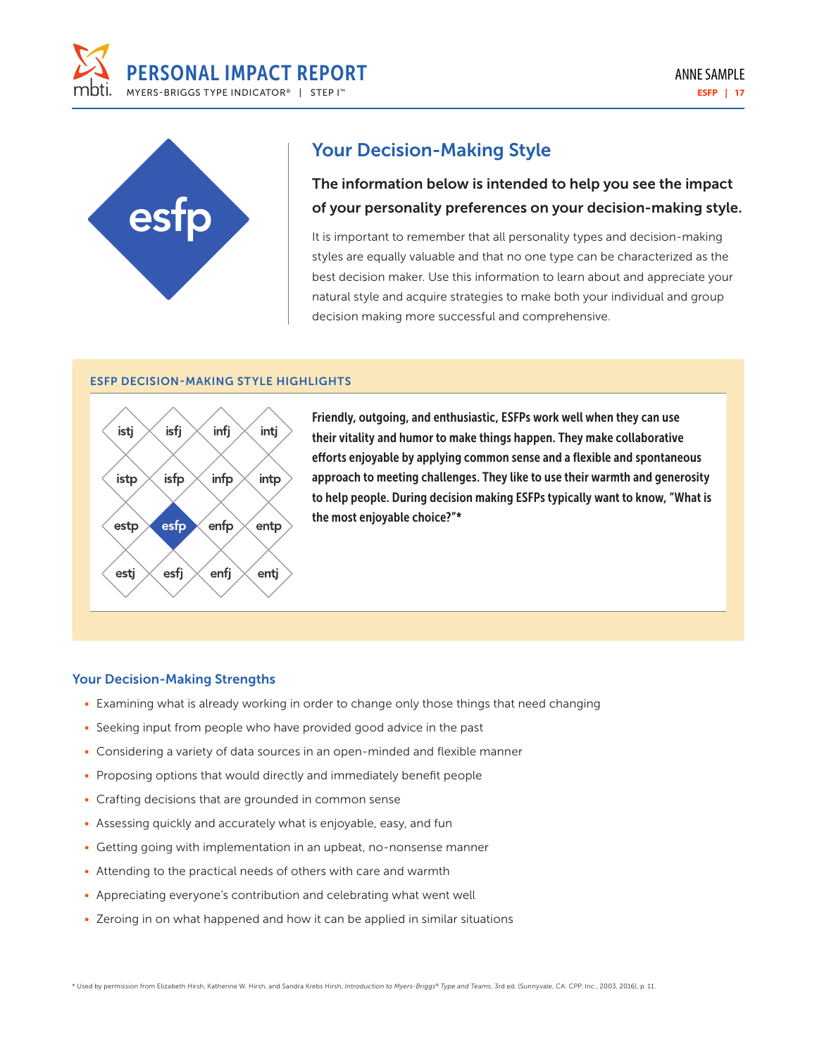# Your Decision-Making Style

**The information below is intended to help you see the impact of your personality preferences on your decision-making style.**

It is important to remember that all personality types and decision-making styles are equally valuable and that no one type can be characterized as the best decision maker. Use this information to learn about and appreciate your natural style and acquire strategies to make both your individual and group decision making more successful and comprehensive.

## ESFP DECISION-MAKING STYLE HIGHLIGHTS

| | | | |
|---|---|---|---|
| istj | isfj | infj | intj |
| istp | isfp | infp | intp |
| estp | **esfp** | enfp | entp |
| estj | esfj | enfj | entj |

**Friendly, outgoing, and enthusiastic, ESFPs work well when they can use their vitality and humor to make things happen. They make collaborative efforts enjoyable by applying common sense and a flexible and spontaneous approach to meeting challenges. They like to use their warmth and generosity to help people. During decision making ESFPs typically want to know, "What is the most enjoyable choice?"***

## Your Decision-Making Strengths

- Examining what is already working in order to change only those things that need changing
- Seeking input from people who have provided good advice in the past
- Considering a variety of data sources in an open-minded and flexible manner
- Proposing options that would directly and immediately benefit people
- Crafting decisions that are grounded in common sense
- Assessing quickly and accurately what is enjoyable, easy, and fun
- Getting going with implementation in an upbeat, no-nonsense manner
- Attending to the practical needs of others with care and warmth
- Appreciating everyone's contribution and celebrating what went well
- Zeroing in on what happened and how it can be applied in similar situations

* Used by permission from Elizabeth Hirsh, Katherine W. Hirsh, and Sandra Krebs Hirsh, *Introduction to Myers-Briggs® Type and Teams*, 3rd ed. (Sunnyvale, CA: CPP, Inc., 2003, 2016), p. 11.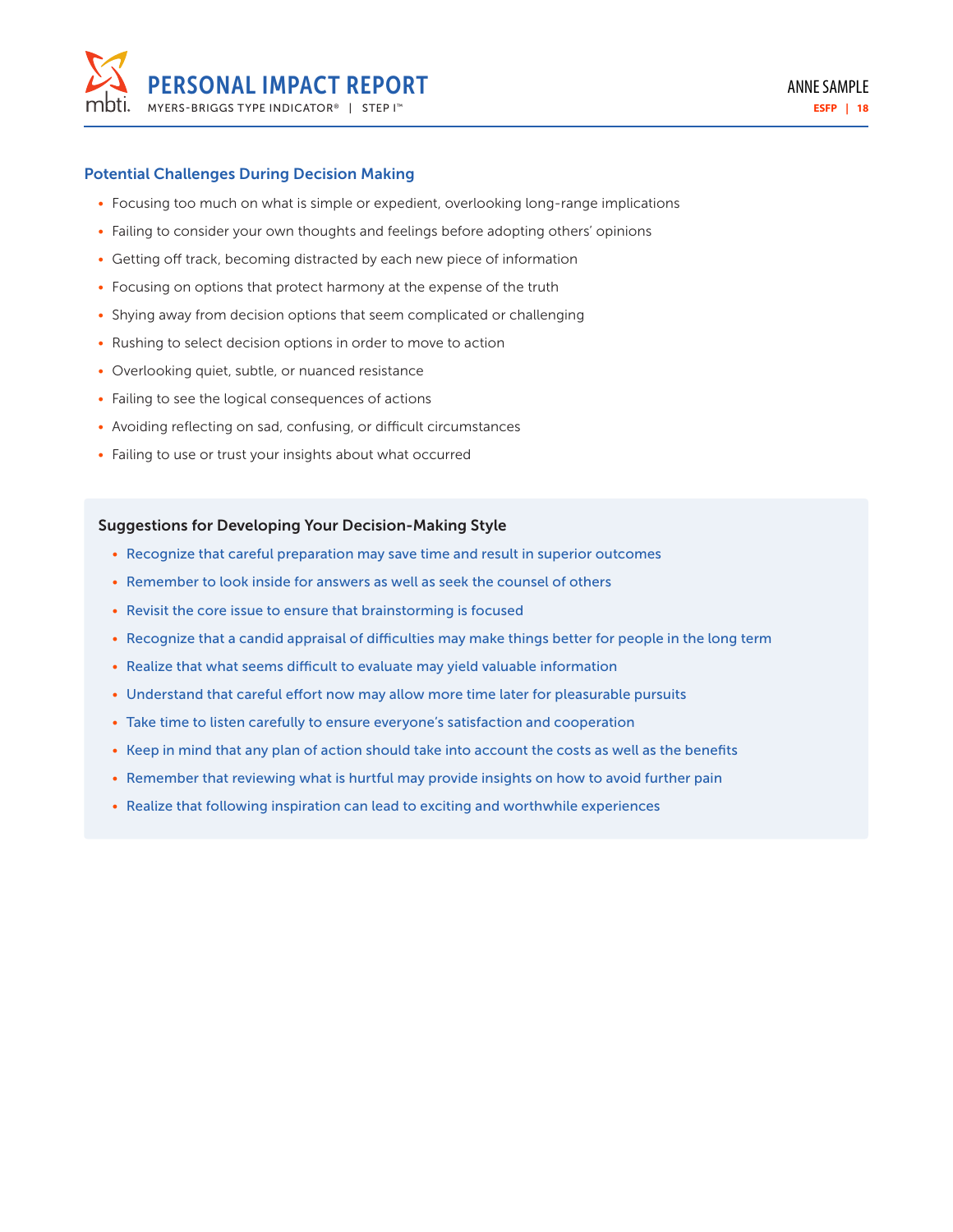### Potential Challenges During Decision Making

- Focusing too much on what is simple or expedient, overlooking long-range implications
- Failing to consider your own thoughts and feelings before adopting others' opinions
- Getting off track, becoming distracted by each new piece of information
- Focusing on options that protect harmony at the expense of the truth
- Shying away from decision options that seem complicated or challenging
- Rushing to select decision options in order to move to action
- Overlooking quiet, subtle, or nuanced resistance
- Failing to see the logical consequences of actions
- Avoiding reflecting on sad, confusing, or difficult circumstances
- Failing to use or trust your insights about what occurred

### Suggestions for Developing Your Decision-Making Style

- Recognize that careful preparation may save time and result in superior outcomes
- Remember to look inside for answers as well as seek the counsel of others
- Revisit the core issue to ensure that brainstorming is focused
- Recognize that a candid appraisal of difficulties may make things better for people in the long term
- Realize that what seems difficult to evaluate may yield valuable information
- Understand that careful effort now may allow more time later for pleasurable pursuits
- Take time to listen carefully to ensure everyone's satisfaction and cooperation
- Keep in mind that any plan of action should take into account the costs as well as the benefits
- Remember that reviewing what is hurtful may provide insights on how to avoid further pain
- Realize that following inspiration can lead to exciting and worthwhile experiences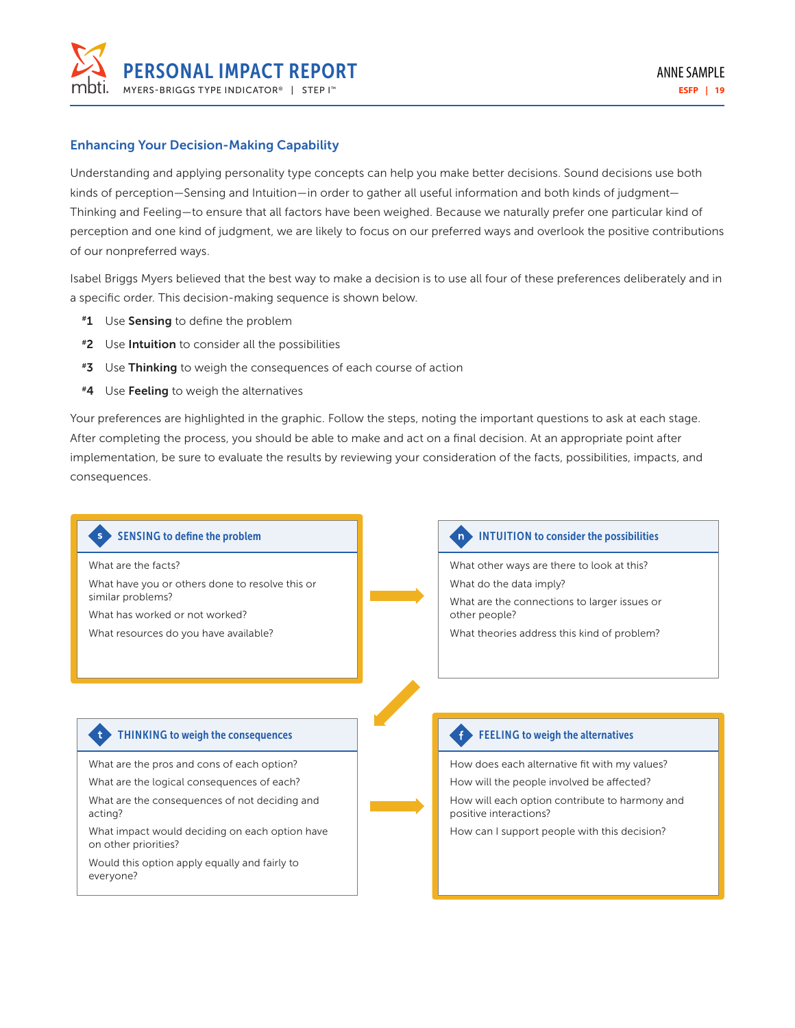## Enhancing Your Decision-Making Capability

Understanding and applying personality type concepts can help you make better decisions. Sound decisions use both kinds of perception—Sensing and Intuition—in order to gather all useful information and both kinds of judgment—Thinking and Feeling—to ensure that all factors have been weighed. Because we naturally prefer one particular kind of perception and one kind of judgment, we are likely to focus on our preferred ways and overlook the positive contributions of our nonpreferred ways.

Isabel Briggs Myers believed that the best way to make a decision is to use all four of these preferences deliberately and in a specific order. This decision-making sequence is shown below.

- **#1** Use **Sensing** to define the problem
- **#2** Use **Intuition** to consider all the possibilities
- **#3** Use **Thinking** to weigh the consequences of each course of action
- **#4** Use **Feeling** to weigh the alternatives

Your preferences are highlighted in the graphic. Follow the steps, noting the important questions to ask at each stage. After completing the process, you should be able to make and act on a final decision. At an appropriate point after implementation, be sure to evaluate the results by reviewing your consideration of the facts, possibilities, impacts, and consequences.

### s SENSING to define the problem

What are the facts?

What have you or others done to resolve this or similar problems?

What has worked or not worked?

What resources do you have available?

### n INTUITION to consider the possibilities

What other ways are there to look at this?

What do the data imply?

What are the connections to larger issues or other people?

What theories address this kind of problem?

### t THINKING to weigh the consequences

What are the pros and cons of each option?

What are the logical consequences of each?

What are the consequences of not deciding and acting?

What impact would deciding on each option have on other priorities?

Would this option apply equally and fairly to everyone?

### f FEELING to weigh the alternatives

How does each alternative fit with my values?

How will the people involved be affected?

How will each option contribute to harmony and positive interactions?

How can I support people with this decision?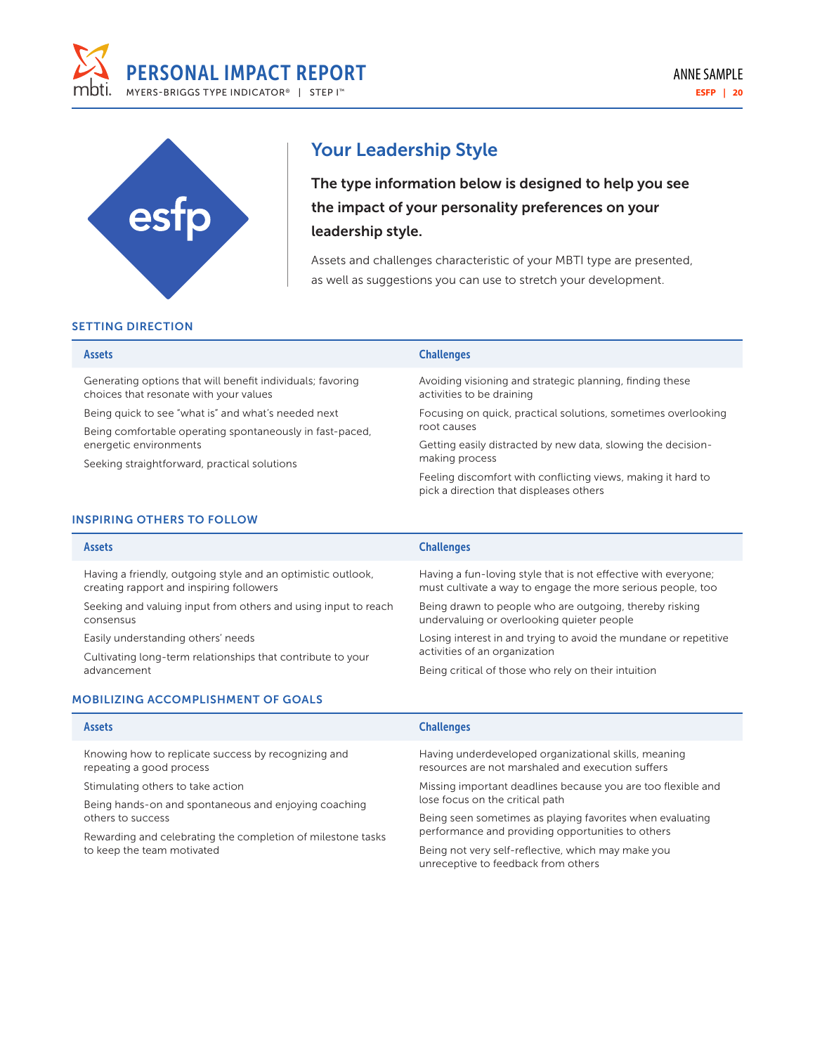esfp

## Your Leadership Style

**The type information below is designed to help you see the impact of your personality preferences on your leadership style.**

Assets and challenges characteristic of your MBTI type are presented, as well as suggestions you can use to stretch your development.

### SETTING DIRECTION

| Assets | Challenges |
|---|---|
| Generating options that will benefit individuals; favoring choices that resonate with your values | Avoiding visioning and strategic planning, finding these activities to be draining |
| Being quick to see "what is" and what's needed next | Focusing on quick, practical solutions, sometimes overlooking root causes |
| Being comfortable operating spontaneously in fast-paced, energetic environments | Getting easily distracted by new data, slowing the decision-making process |
| Seeking straightforward, practical solutions | Feeling discomfort with conflicting views, making it hard to pick a direction that displeases others |

### INSPIRING OTHERS TO FOLLOW

| Assets | Challenges |
|---|---|
| Having a friendly, outgoing style and an optimistic outlook, creating rapport and inspiring followers | Having a fun-loving style that is not effective with everyone; must cultivate a way to engage the more serious people, too |
| Seeking and valuing input from others and using input to reach consensus | Being drawn to people who are outgoing, thereby risking undervaluing or overlooking quieter people |
| Easily understanding others' needs | Losing interest in and trying to avoid the mundane or repetitive activities of an organization |
| Cultivating long-term relationships that contribute to your advancement | Being critical of those who rely on their intuition |

### MOBILIZING ACCOMPLISHMENT OF GOALS

| Assets | Challenges |
|---|---|
| Knowing how to replicate success by recognizing and repeating a good process | Having underdeveloped organizational skills, meaning resources are not marshaled and execution suffers |
| Stimulating others to take action | Missing important deadlines because you are too flexible and lose focus on the critical path |
| Being hands-on and spontaneous and enjoying coaching others to success | Being seen sometimes as playing favorites when evaluating performance and providing opportunities to others |
| Rewarding and celebrating the completion of milestone tasks to keep the team motivated | Being not very self-reflective, which may make you unreceptive to feedback from others |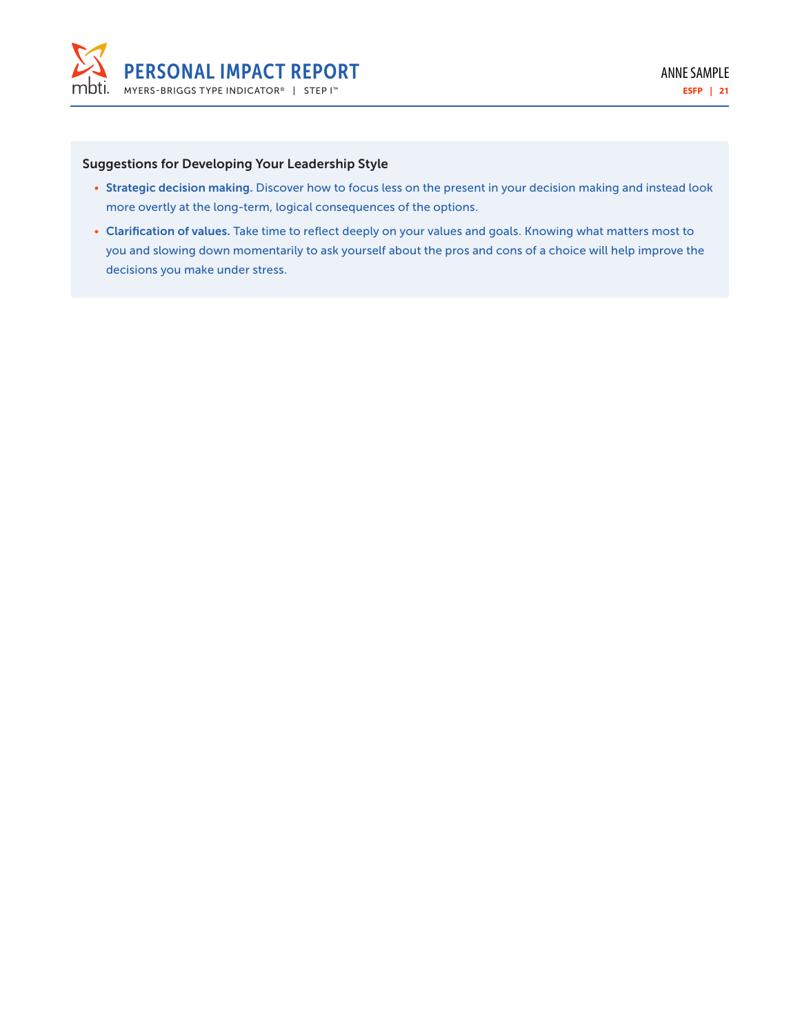### Suggestions for Developing Your Leadership Style

- **Strategic decision making.** Discover how to focus less on the present in your decision making and instead look more overtly at the long-term, logical consequences of the options.
- **Clarification of values.** Take time to reflect deeply on your values and goals. Knowing what matters most to you and slowing down momentarily to ask yourself about the pros and cons of a choice will help improve the decisions you make under stress.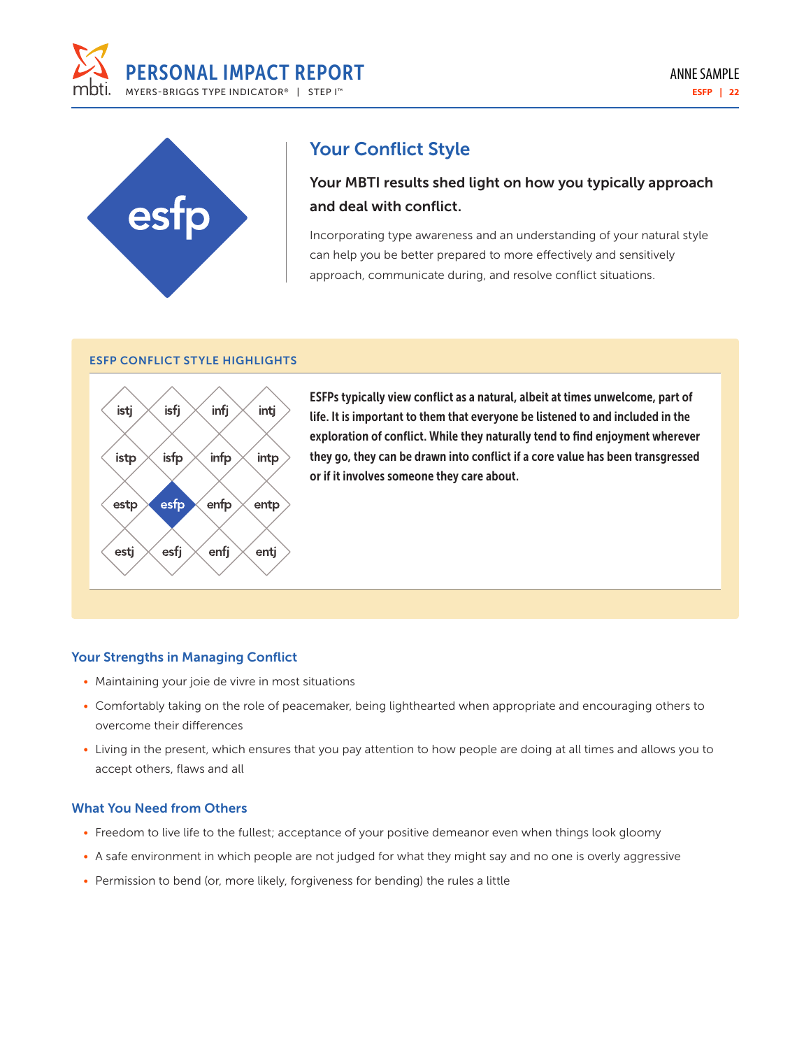esfp

## Your Conflict Style

**Your MBTI results shed light on how you typically approach and deal with conflict.**

Incorporating type awareness and an understanding of your natural style can help you be better prepared to more effectively and sensitively approach, communicate during, and resolve conflict situations.

### ESFP CONFLICT STYLE HIGHLIGHTS

| | | | |
|---|---|---|---|
| istj | isfj | infj | intj |
| istp | isfp | infp | intp |
| estp | **esfp** | enfp | entp |
| estj | esfj | enfj | entj |

**ESFPs typically view conflict as a natural, albeit at times unwelcome, part of life. It is important to them that everyone be listened to and included in the exploration of conflict. While they naturally tend to find enjoyment wherever they go, they can be drawn into conflict if a core value has been transgressed or if it involves someone they care about.**

### Your Strengths in Managing Conflict

- Maintaining your joie de vivre in most situations
- Comfortably taking on the role of peacemaker, being lighthearted when appropriate and encouraging others to overcome their differences
- Living in the present, which ensures that you pay attention to how people are doing at all times and allows you to accept others, flaws and all

### What You Need from Others

- Freedom to live life to the fullest; acceptance of your positive demeanor even when things look gloomy
- A safe environment in which people are not judged for what they might say and no one is overly aggressive
- Permission to bend (or, more likely, forgiveness for bending) the rules a little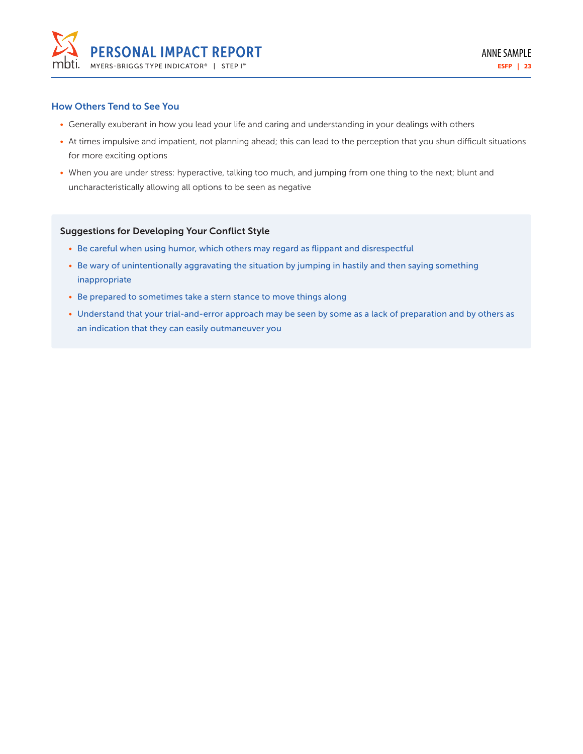## How Others Tend to See You

- Generally exuberant in how you lead your life and caring and understanding in your dealings with others
- At times impulsive and impatient, not planning ahead; this can lead to the perception that you shun difficult situations for more exciting options
- When you are under stress: hyperactive, talking too much, and jumping from one thing to the next; blunt and uncharacteristically allowing all options to be seen as negative

### Suggestions for Developing Your Conflict Style

- Be careful when using humor, which others may regard as flippant and disrespectful
- Be wary of unintentionally aggravating the situation by jumping in hastily and then saying something inappropriate
- Be prepared to sometimes take a stern stance to move things along
- Understand that your trial-and-error approach may be seen by some as a lack of preparation and by others as an indication that they can easily outmaneuver you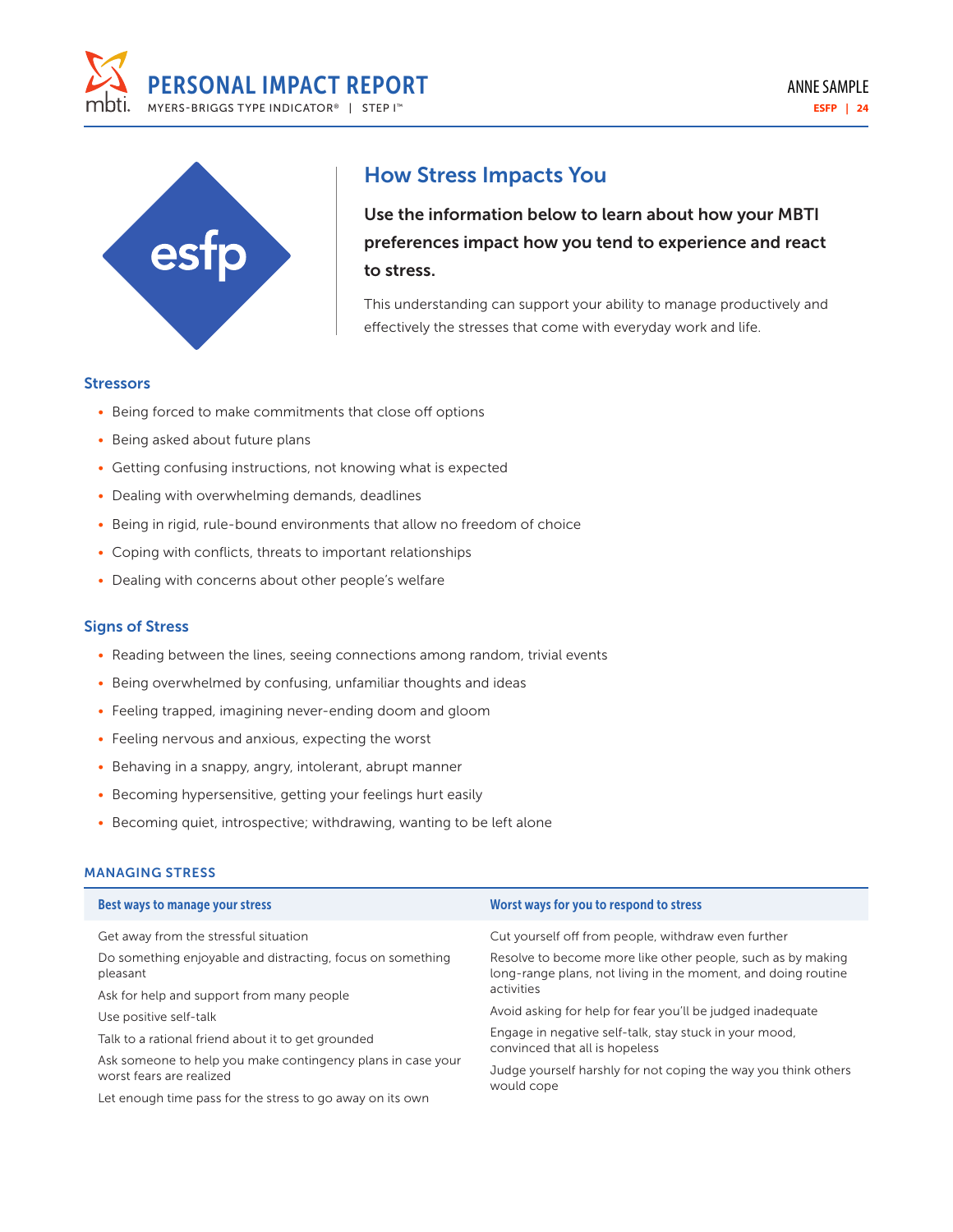esfp

## How Stress Impacts You

**Use the information below to learn about how your MBTI preferences impact how you tend to experience and react to stress.**

This understanding can support your ability to manage productively and effectively the stresses that come with everyday work and life.

### Stressors

- Being forced to make commitments that close off options
- Being asked about future plans
- Getting confusing instructions, not knowing what is expected
- Dealing with overwhelming demands, deadlines
- Being in rigid, rule-bound environments that allow no freedom of choice
- Coping with conflicts, threats to important relationships
- Dealing with concerns about other people's welfare

### Signs of Stress

- Reading between the lines, seeing connections among random, trivial events
- Being overwhelmed by confusing, unfamiliar thoughts and ideas
- Feeling trapped, imagining never-ending doom and gloom
- Feeling nervous and anxious, expecting the worst
- Behaving in a snappy, angry, intolerant, abrupt manner
- Becoming hypersensitive, getting your feelings hurt easily
- Becoming quiet, introspective; withdrawing, wanting to be left alone

### MANAGING STRESS

| Best ways to manage your stress | Worst ways for you to respond to stress |
|---|---|
| Get away from the stressful situation | Cut yourself off from people, withdraw even further |
| Do something enjoyable and distracting, focus on something pleasant | Resolve to become more like other people, such as by making long-range plans, not living in the moment, and doing routine activities |
| Ask for help and support from many people | Avoid asking for help for fear you'll be judged inadequate |
| Use positive self-talk | Engage in negative self-talk, stay stuck in your mood, convinced that all is hopeless |
| Talk to a rational friend about it to get grounded | Judge yourself harshly for not coping the way you think others would cope |
| Ask someone to help you make contingency plans in case your worst fears are realized | |
| Let enough time pass for the stress to go away on its own | |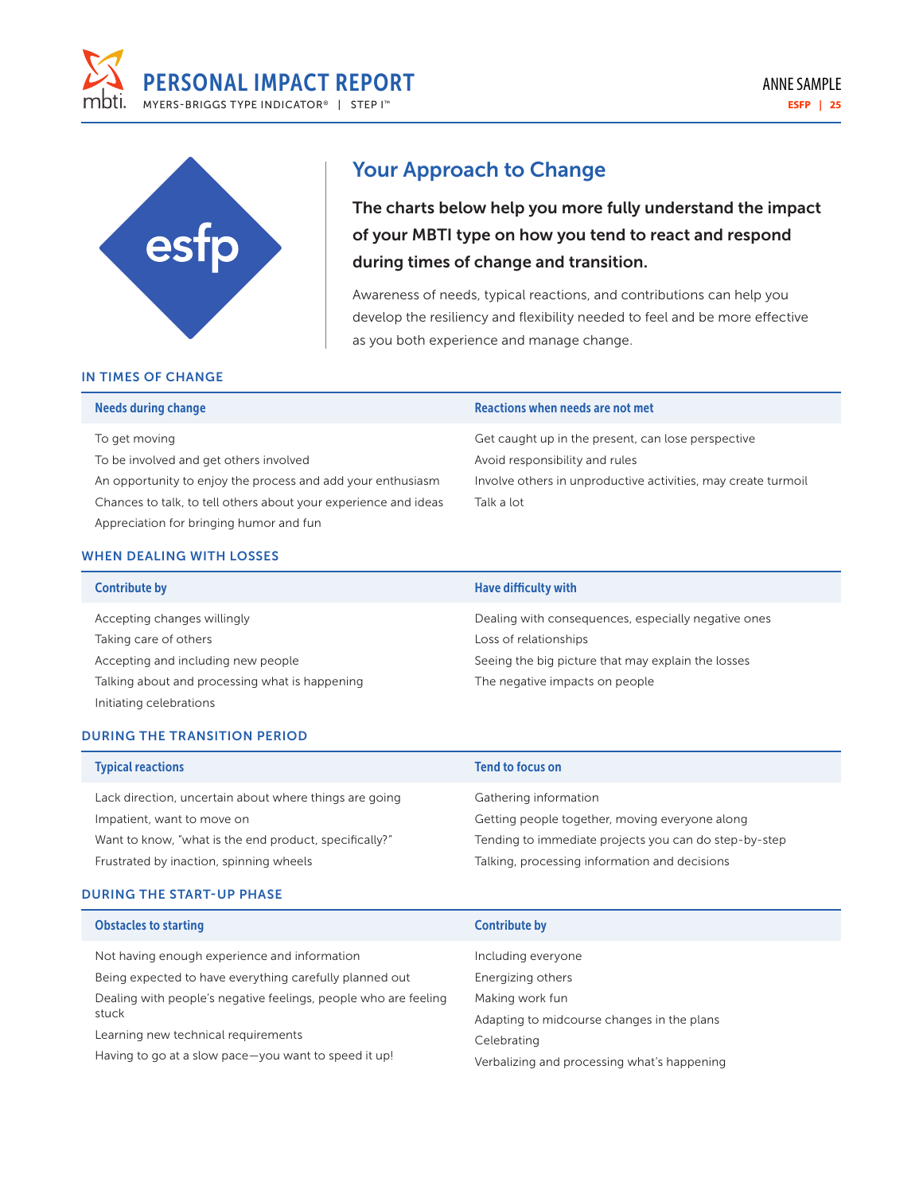esfp

# Your Approach to Change

**The charts below help you more fully understand the impact of your MBTI type on how you tend to react and respond during times of change and transition.**

Awareness of needs, typical reactions, and contributions can help you develop the resiliency and flexibility needed to feel and be more effective as you both experience and manage change.

## IN TIMES OF CHANGE

| Needs during change | Reactions when needs are not met |
|---|---|
| To get moving | Get caught up in the present, can lose perspective |
| To be involved and get others involved | Avoid responsibility and rules |
| An opportunity to enjoy the process and add your enthusiasm | Involve others in unproductive activities, may create turmoil |
| Chances to talk, to tell others about your experience and ideas | Talk a lot |
| Appreciation for bringing humor and fun | |

## WHEN DEALING WITH LOSSES

| Contribute by | Have difficulty with |
|---|---|
| Accepting changes willingly | Dealing with consequences, especially negative ones |
| Taking care of others | Loss of relationships |
| Accepting and including new people | Seeing the big picture that may explain the losses |
| Talking about and processing what is happening | The negative impacts on people |
| Initiating celebrations | |

## DURING THE TRANSITION PERIOD

| Typical reactions | Tend to focus on |
|---|---|
| Lack direction, uncertain about where things are going | Gathering information |
| Impatient, want to move on | Getting people together, moving everyone along |
| Want to know, "what is the end product, specifically?" | Tending to immediate projects you can do step-by-step |
| Frustrated by inaction, spinning wheels | Talking, processing information and decisions |

## DURING THE START-UP PHASE

| Obstacles to starting | Contribute by |
|---|---|
| Not having enough experience and information | Including everyone |
| Being expected to have everything carefully planned out | Energizing others |
| Dealing with people's negative feelings, people who are feeling stuck | Making work fun |
| Learning new technical requirements | Adapting to midcourse changes in the plans |
| Having to go at a slow pace—you want to speed it up! | Celebrating |
| | Verbalizing and processing what's happening |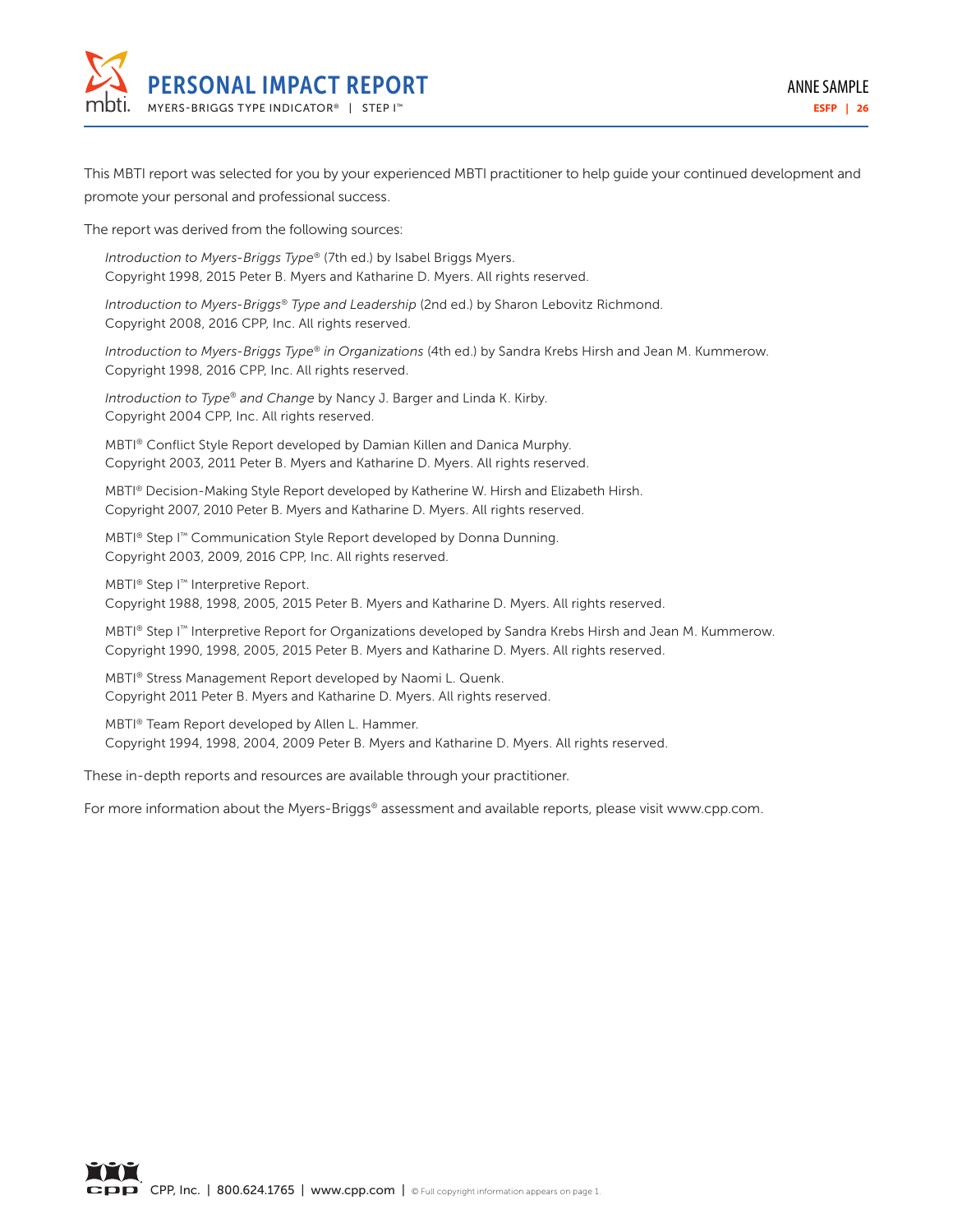This MBTI report was selected for you by your experienced MBTI practitioner to help guide your continued development and promote your personal and professional success.

The report was derived from the following sources:

*Introduction to Myers-Briggs Type*® (7th ed.) by Isabel Briggs Myers.
Copyright 1998, 2015 Peter B. Myers and Katharine D. Myers. All rights reserved.

*Introduction to Myers-Briggs® Type and Leadership* (2nd ed.) by Sharon Lebovitz Richmond.
Copyright 2008, 2016 CPP, Inc. All rights reserved.

*Introduction to Myers-Briggs Type® in Organizations* (4th ed.) by Sandra Krebs Hirsh and Jean M. Kummerow.
Copyright 1998, 2016 CPP, Inc. All rights reserved.

*Introduction to Type® and Change* by Nancy J. Barger and Linda K. Kirby.
Copyright 2004 CPP, Inc. All rights reserved.

MBTI® Conflict Style Report developed by Damian Killen and Danica Murphy.
Copyright 2003, 2011 Peter B. Myers and Katharine D. Myers. All rights reserved.

MBTI® Decision-Making Style Report developed by Katherine W. Hirsh and Elizabeth Hirsh.
Copyright 2007, 2010 Peter B. Myers and Katharine D. Myers. All rights reserved.

MBTI® Step I™ Communication Style Report developed by Donna Dunning.
Copyright 2003, 2009, 2016 CPP, Inc. All rights reserved.

MBTI® Step I™ Interpretive Report.
Copyright 1988, 1998, 2005, 2015 Peter B. Myers and Katharine D. Myers. All rights reserved.

MBTI® Step I™ Interpretive Report for Organizations developed by Sandra Krebs Hirsh and Jean M. Kummerow.
Copyright 1990, 1998, 2005, 2015 Peter B. Myers and Katharine D. Myers. All rights reserved.

MBTI® Stress Management Report developed by Naomi L. Quenk.
Copyright 2011 Peter B. Myers and Katharine D. Myers. All rights reserved.

MBTI® Team Report developed by Allen L. Hammer.
Copyright 1994, 1998, 2004, 2009 Peter B. Myers and Katharine D. Myers. All rights reserved.

These in-depth reports and resources are available through your practitioner.

For more information about the Myers-Briggs® assessment and available reports, please visit www.cpp.com.